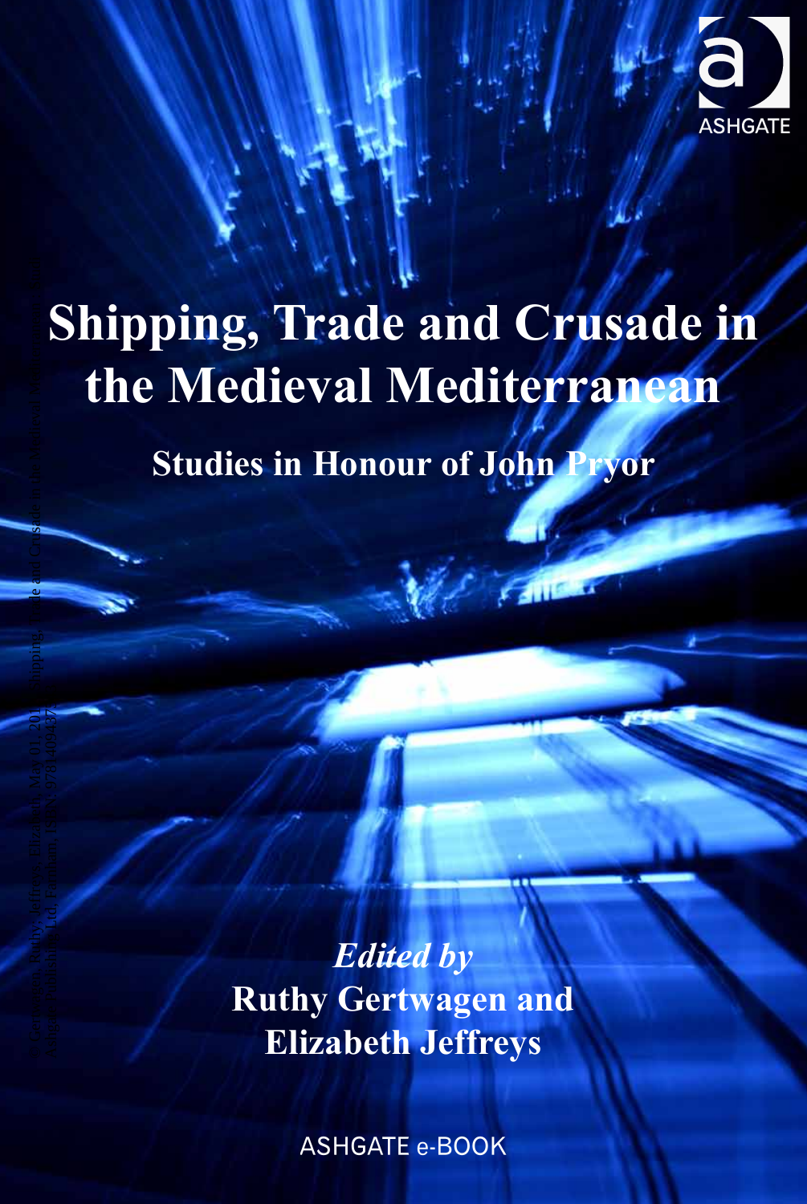# Shipping, Trade and Crusade in the Medieval Mediterranean

## Studies in Honour of John Pryor

*Edited by*
**Ruthy Gertwagen and Elizabeth Jeffreys**

ASHGATE e-BOOK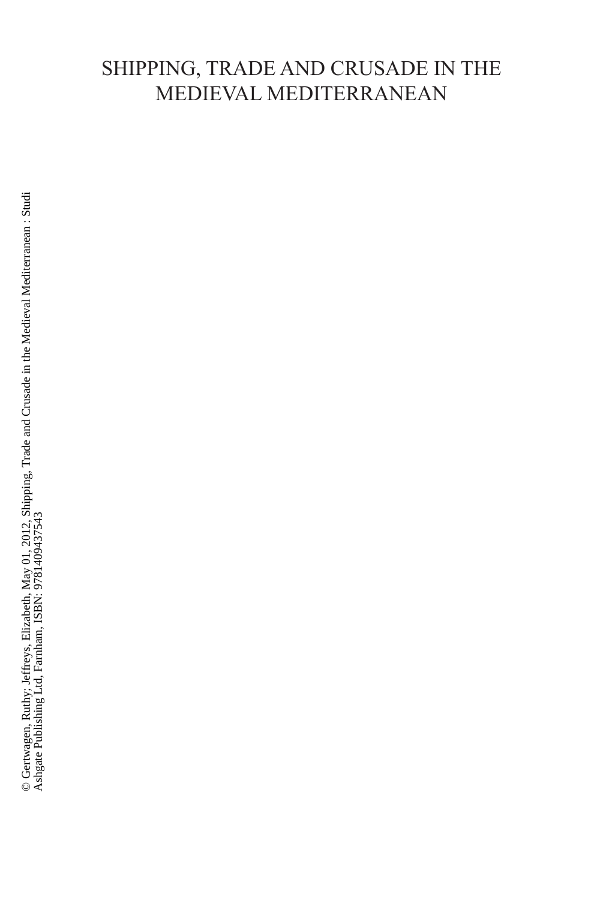# SHIPPING, TRADE AND CRUSADE IN THE MEDIEVAL MEDITERRANEAN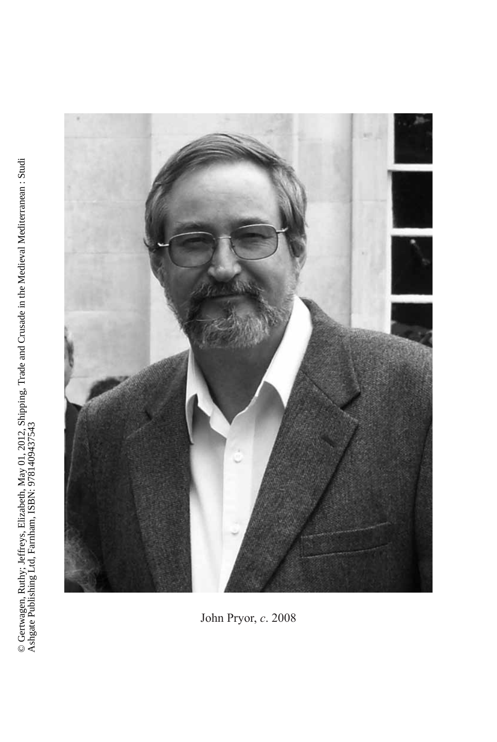John Pryor, *c*. 2008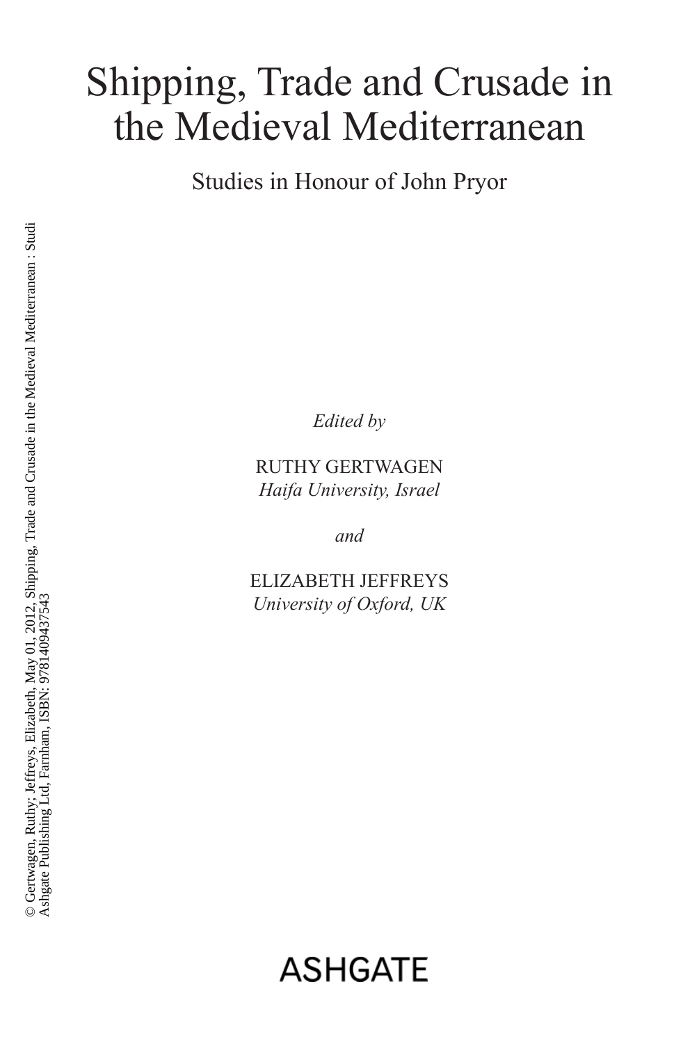# Shipping, Trade and Crusade in the Medieval Mediterranean

Studies in Honour of John Pryor

*Edited by*

RUTHY GERTWAGEN
*Haifa University, Israel*

*and*

ELIZABETH JEFFREYS
*University of Oxford, UK*

ASHGATE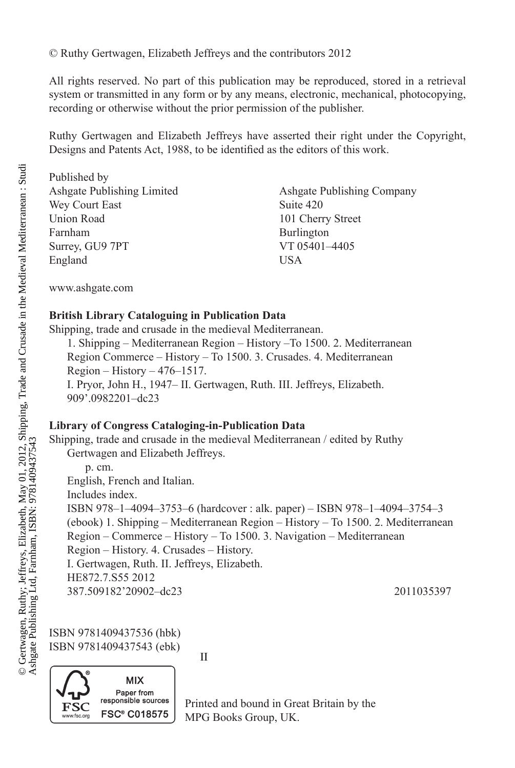© Ruthy Gertwagen, Elizabeth Jeffreys and the contributors 2012

All rights reserved. No part of this publication may be reproduced, stored in a retrieval system or transmitted in any form or by any means, electronic, mechanical, photocopying, recording or otherwise without the prior permission of the publisher.

Ruthy Gertwagen and Elizabeth Jeffreys have asserted their right under the Copyright, Designs and Patents Act, 1988, to be identified as the editors of this work.

Published by

Ashgate Publishing Limited
Wey Court East
Union Road
Farnham
Surrey, GU9 7PT
England

Ashgate Publishing Company
Suite 420
101 Cherry Street
Burlington
VT 05401–4405
USA

www.ashgate.com

**British Library Cataloguing in Publication Data**

Shipping, trade and crusade in the medieval Mediterranean.
1. Shipping – Mediterranean Region – History –To 1500. 2. Mediterranean Region Commerce – History – To 1500. 3. Crusades. 4. Mediterranean Region – History – 476–1517.
I. Pryor, John H., 1947– II. Gertwagen, Ruth. III. Jeffreys, Elizabeth.
909'.0982201–dc23

**Library of Congress Cataloging-in-Publication Data**

Shipping, trade and crusade in the medieval Mediterranean / edited by Ruthy Gertwagen and Elizabeth Jeffreys.
p. cm.
English, French and Italian.
Includes index.
ISBN 978–1–4094–3753–6 (hardcover : alk. paper) – ISBN 978–1–4094–3754–3 (ebook) 1. Shipping – Mediterranean Region – History – To 1500. 2. Mediterranean Region – Commerce – History – To 1500. 3. Navigation – Mediterranean Region – History. 4. Crusades – History.
I. Gertwagen, Ruth. II. Jeffreys, Elizabeth.
HE872.7.S55 2012
387.509182'20902–dc23 2011035397

ISBN 9781409437536 (hbk)
ISBN 9781409437543 (ebk)

II

MIX
Paper from responsible sources
FSC® C018575

Printed and bound in Great Britain by the MPG Books Group, UK.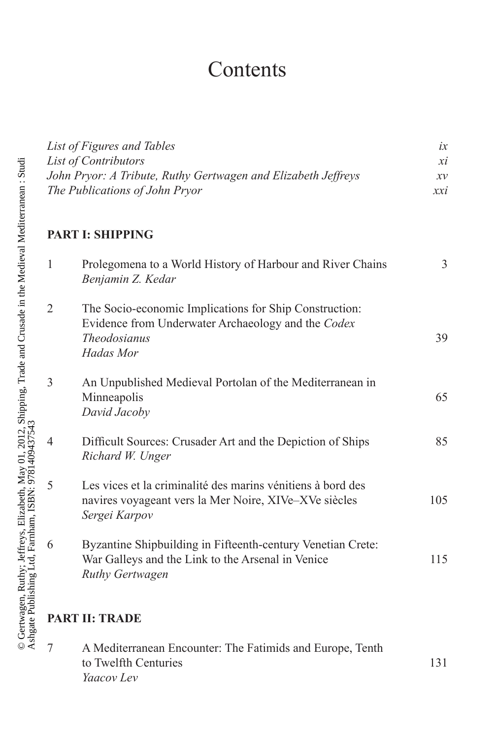# Contents

| | | |
|---|---|---|
| *List of Figures and Tables* | | *ix* |
| *List of Contributors* | | *xi* |
| *John Pryor: A Tribute, Ruthy Gertwagen and Elizabeth Jeffreys* | | *xv* |
| *The Publications of John Pryor* | | *xxi* |

## PART I: SHIPPING

| | | |
|---|---|---|
| 1 | Prolegomena to a World History of Harbour and River Chains<br>*Benjamin Z. Kedar* | 3 |
| 2 | The Socio-economic Implications for Ship Construction: Evidence from Underwater Archaeology and the *Codex Theodosianus*<br>*Hadas Mor* | 39 |
| 3 | An Unpublished Medieval Portolan of the Mediterranean in Minneapolis<br>*David Jacoby* | 65 |
| 4 | Difficult Sources: Crusader Art and the Depiction of Ships<br>*Richard W. Unger* | 85 |
| 5 | Les vices et la criminalité des marins vénitiens à bord des navires voyageant vers la Mer Noire, XIVe–XVe siècles<br>*Sergei Karpov* | 105 |
| 6 | Byzantine Shipbuilding in Fifteenth-century Venetian Crete: War Galleys and the Link to the Arsenal in Venice<br>*Ruthy Gertwagen* | 115 |

## PART II: TRADE

| | | |
|---|---|---|
| 7 | A Mediterranean Encounter: The Fatimids and Europe, Tenth to Twelfth Centuries<br>*Yaacov Lev* | 131 |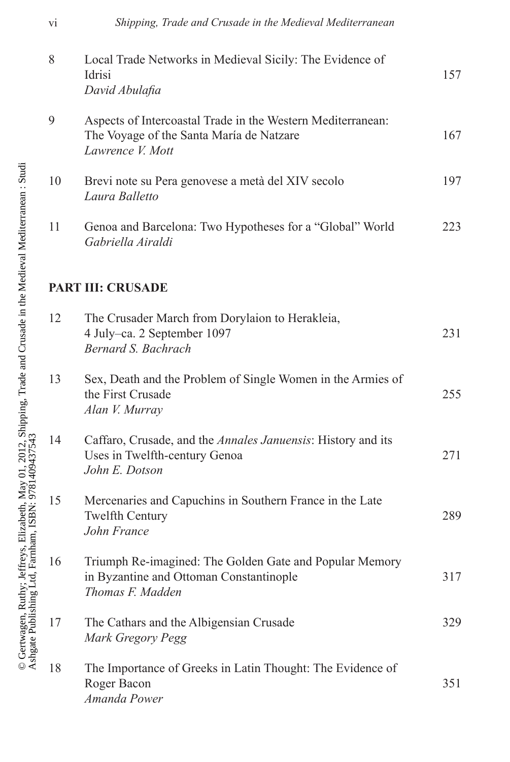| | | |
|---|---|---|
| 8 | Local Trade Networks in Medieval Sicily: The Evidence of Idrisi<br>*David Abulafia* | 157 |
| 9 | Aspects of Intercoastal Trade in the Western Mediterranean: The Voyage of the Santa María de Natzare<br>*Lawrence V. Mott* | 167 |
| 10 | Brevi note su Pera genovese a metà del XIV secolo<br>*Laura Balletto* | 197 |
| 11 | Genoa and Barcelona: Two Hypotheses for a "Global" World<br>*Gabriella Airaldi* | 223 |

**PART III: CRUSADE**

| | | |
|---|---|---|
| 12 | The Crusader March from Dorylaion to Herakleia, 4 July–ca. 2 September 1097<br>*Bernard S. Bachrach* | 231 |
| 13 | Sex, Death and the Problem of Single Women in the Armies of the First Crusade<br>*Alan V. Murray* | 255 |
| 14 | Caffaro, Crusade, and the *Annales Januensis*: History and its Uses in Twelfth-century Genoa<br>*John E. Dotson* | 271 |
| 15 | Mercenaries and Capuchins in Southern France in the Late Twelfth Century<br>*John France* | 289 |
| 16 | Triumph Re-imagined: The Golden Gate and Popular Memory in Byzantine and Ottoman Constantinople<br>*Thomas F. Madden* | 317 |
| 17 | The Cathars and the Albigensian Crusade<br>*Mark Gregory Pegg* | 329 |
| 18 | The Importance of Greeks in Latin Thought: The Evidence of Roger Bacon<br>*Amanda Power* | 351 |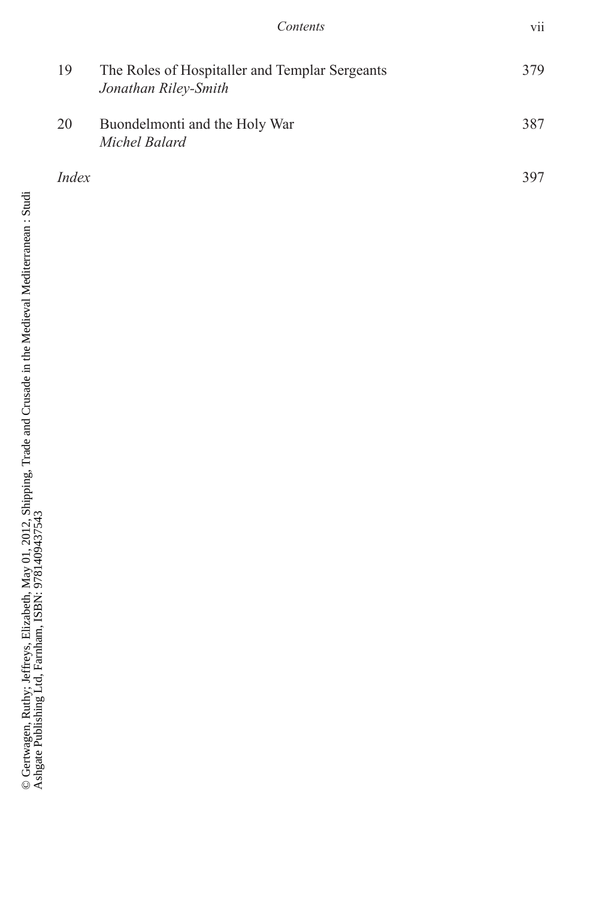| | | |
|---|---|---|
| 19 | The Roles of Hospitaller and Templar Sergeants<br>*Jonathan Riley-Smith* | 379 |
| 20 | Buondelmonti and the Holy War<br>*Michel Balard* | 387 |
| *Index* | | 397 |

© Gertwagen, Ruthy; Jeffreys, Elizabeth, May 01, 2012, Shipping, Trade and Crusade in the Medieval Mediterranean : Studi
Ashgate Publishing Ltd, Farnham, ISBN: 9781409437543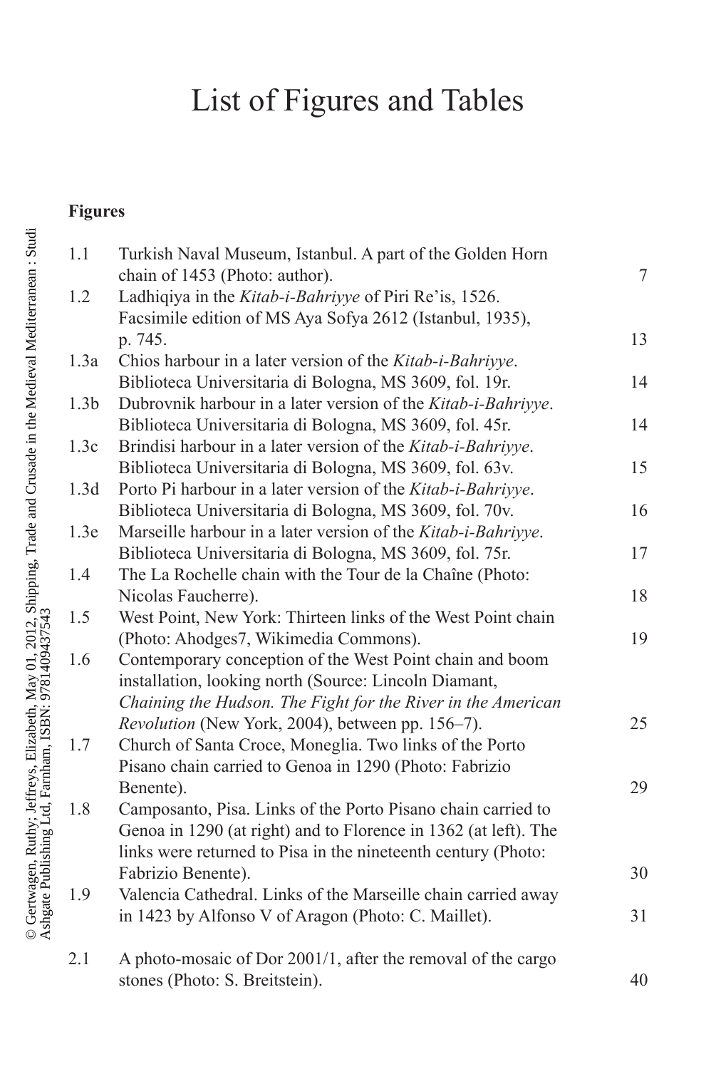# List of Figures and Tables

## Figures

| | | |
|---|---|---|
| 1.1 | Turkish Naval Museum, Istanbul. A part of the Golden Horn chain of 1453 (Photo: author). | 7 |
| 1.2 | Ladhiqiya in the *Kitab-i-Bahriyye* of Piri Re'is, 1526. Facsimile edition of MS Aya Sofya 2612 (Istanbul, 1935), p. 745. | 13 |
| 1.3a | Chios harbour in a later version of the *Kitab-i-Bahriyye*. Biblioteca Universitaria di Bologna, MS 3609, fol. 19r. | 14 |
| 1.3b | Dubrovnik harbour in a later version of the *Kitab-i-Bahriyye*. Biblioteca Universitaria di Bologna, MS 3609, fol. 45r. | 14 |
| 1.3c | Brindisi harbour in a later version of the *Kitab-i-Bahriyye*. Biblioteca Universitaria di Bologna, MS 3609, fol. 63v. | 15 |
| 1.3d | Porto Pi harbour in a later version of the *Kitab-i-Bahriyye*. Biblioteca Universitaria di Bologna, MS 3609, fol. 70v. | 16 |
| 1.3e | Marseille harbour in a later version of the *Kitab-i-Bahriyye*. Biblioteca Universitaria di Bologna, MS 3609, fol. 75r. | 17 |
| 1.4 | The La Rochelle chain with the Tour de la Chaîne (Photo: Nicolas Faucherre). | 18 |
| 1.5 | West Point, New York: Thirteen links of the West Point chain (Photo: Ahodges7, Wikimedia Commons). | 19 |
| 1.6 | Contemporary conception of the West Point chain and boom installation, looking north (Source: Lincoln Diamant, *Chaining the Hudson. The Fight for the River in the American Revolution* (New York, 2004), between pp. 156–7). | 25 |
| 1.7 | Church of Santa Croce, Moneglia. Two links of the Porto Pisano chain carried to Genoa in 1290 (Photo: Fabrizio Benente). | 29 |
| 1.8 | Camposanto, Pisa. Links of the Porto Pisano chain carried to Genoa in 1290 (at right) and to Florence in 1362 (at left). The links were returned to Pisa in the nineteenth century (Photo: Fabrizio Benente). | 30 |
| 1.9 | Valencia Cathedral. Links of the Marseille chain carried away in 1423 by Alfonso V of Aragon (Photo: C. Maillet). | 31 |
| 2.1 | A photo-mosaic of Dor 2001/1, after the removal of the cargo stones (Photo: S. Breitstein). | 40 |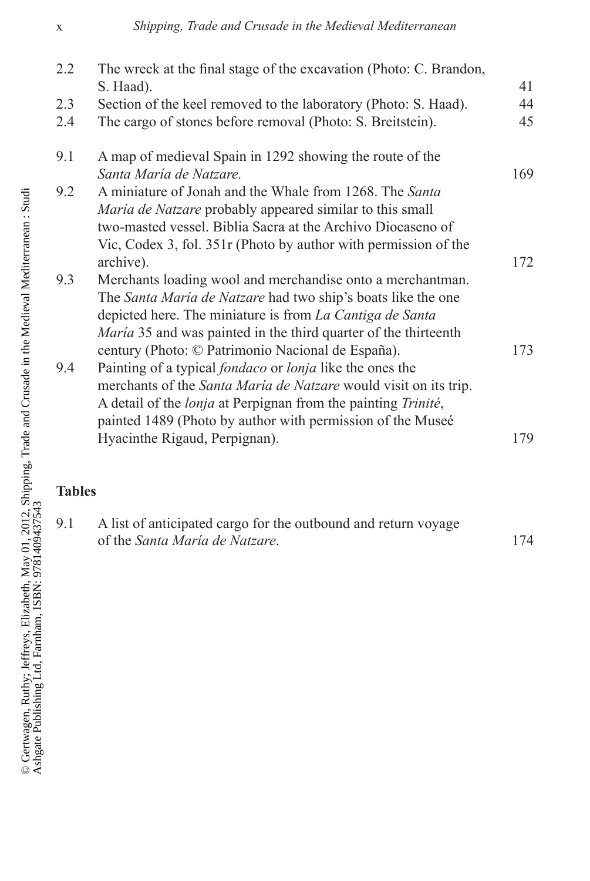| | | |
|---|---|---|
| 2.2 | The wreck at the final stage of the excavation (Photo: C. Brandon, S. Haad). | 41 |
| 2.3 | Section of the keel removed to the laboratory (Photo: S. Haad). | 44 |
| 2.4 | The cargo of stones before removal (Photo: S. Breitstein). | 45 |
| 9.1 | A map of medieval Spain in 1292 showing the route of the *Santa María de Natzare.* | 169 |
| 9.2 | A miniature of Jonah and the Whale from 1268. The *Santa María de Natzare* probably appeared similar to this small two-masted vessel. Biblia Sacra at the Archivo Diocaseno of Vic, Codex 3, fol. 351r (Photo by author with permission of the archive). | 172 |
| 9.3 | Merchants loading wool and merchandise onto a merchantman. The *Santa María de Natzare* had two ship's boats like the one depicted here. The miniature is from *La Cantiga de Santa María* 35 and was painted in the third quarter of the thirteenth century (Photo: © Patrimonio Nacional de España). | 173 |
| 9.4 | Painting of a typical *fondaco* or *lonja* like the ones the merchants of the *Santa María de Natzare* would visit on its trip. A detail of the *lonja* at Perpignan from the painting *Trinité*, painted 1489 (Photo by author with permission of the Museé Hyacinthe Rigaud, Perpignan). | 179 |

**Tables**

| | | |
|---|---|---|
| 9.1 | A list of anticipated cargo for the outbound and return voyage of the *Santa María de Natzare*. | 174 |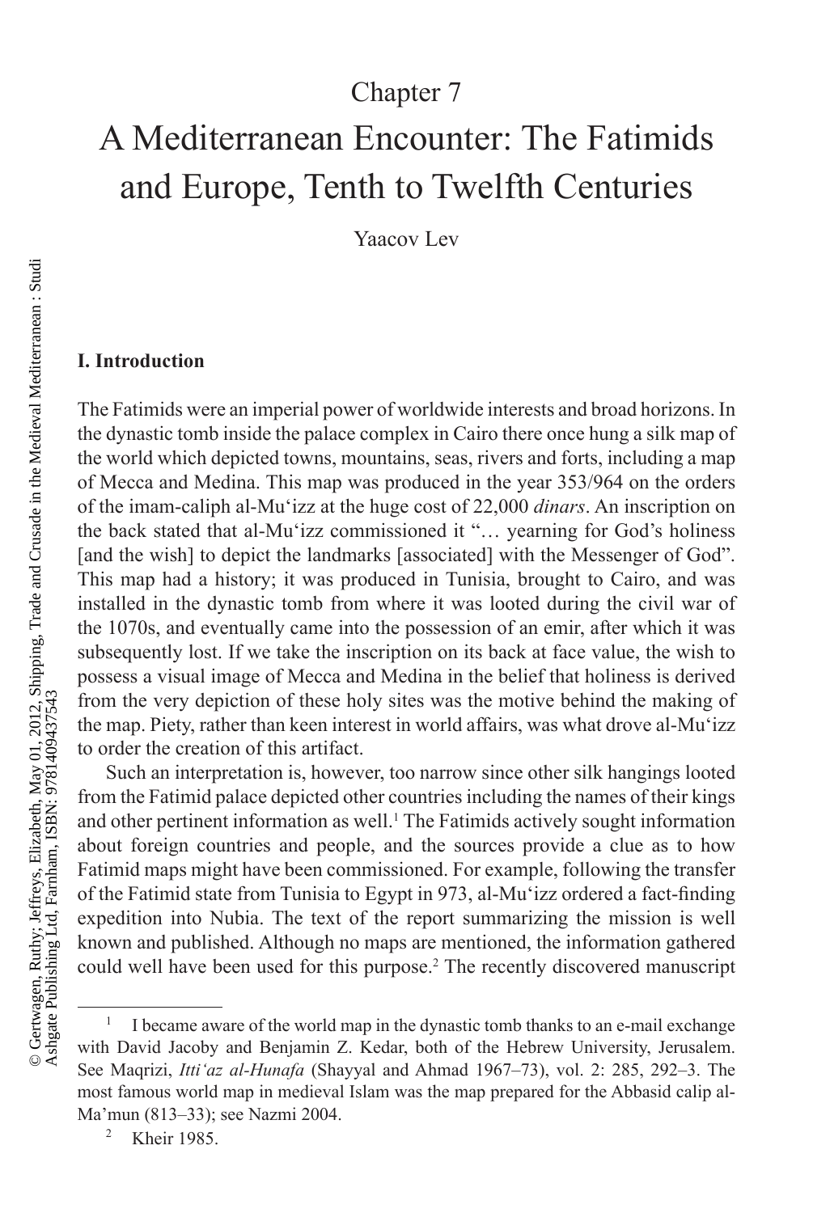# Chapter 7

# A Mediterranean Encounter: The Fatimids and Europe, Tenth to Twelfth Centuries

Yaacov Lev

## I. Introduction

The Fatimids were an imperial power of worldwide interests and broad horizons. In the dynastic tomb inside the palace complex in Cairo there once hung a silk map of the world which depicted towns, mountains, seas, rivers and forts, including a map of Mecca and Medina. This map was produced in the year 353/964 on the orders of the imam-caliph al-Mu'izz at the huge cost of 22,000 *dinars*. An inscription on the back stated that al-Mu'izz commissioned it "… yearning for God's holiness [and the wish] to depict the landmarks [associated] with the Messenger of God". This map had a history; it was produced in Tunisia, brought to Cairo, and was installed in the dynastic tomb from where it was looted during the civil war of the 1070s, and eventually came into the possession of an emir, after which it was subsequently lost. If we take the inscription on its back at face value, the wish to possess a visual image of Mecca and Medina in the belief that holiness is derived from the very depiction of these holy sites was the motive behind the making of the map. Piety, rather than keen interest in world affairs, was what drove al-Mu'izz to order the creation of this artifact.

Such an interpretation is, however, too narrow since other silk hangings looted from the Fatimid palace depicted other countries including the names of their kings and other pertinent information as well.[1] The Fatimids actively sought information about foreign countries and people, and the sources provide a clue as to how Fatimid maps might have been commissioned. For example, following the transfer of the Fatimid state from Tunisia to Egypt in 973, al-Mu'izz ordered a fact-finding expedition into Nubia. The text of the report summarizing the mission is well known and published. Although no maps are mentioned, the information gathered could well have been used for this purpose.[2] The recently discovered manuscript

---

[1] I became aware of the world map in the dynastic tomb thanks to an e-mail exchange with David Jacoby and Benjamin Z. Kedar, both of the Hebrew University, Jerusalem. See Maqrizi, *Itti'az al-Hunafa* (Shayyal and Ahmad 1967–73), vol. 2: 285, 292–3. The most famous world map in medieval Islam was the map prepared for the Abbasid calip al-Ma'mun (813–33); see Nazmi 2004.

[2] Kheir 1985.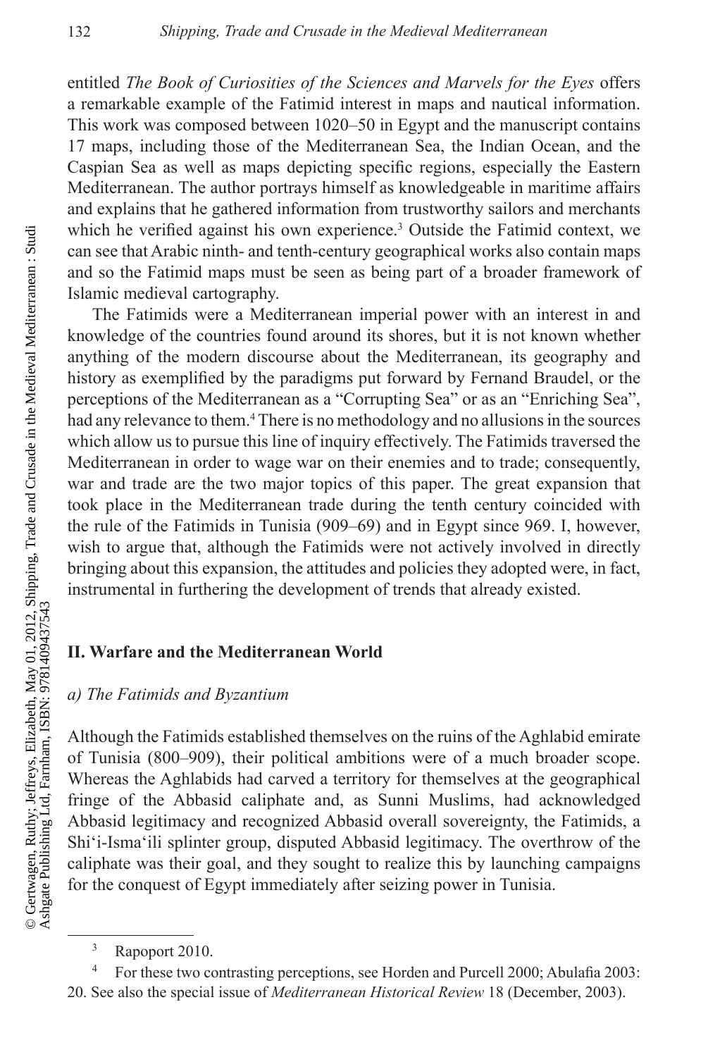entitled *The Book of Curiosities of the Sciences and Marvels for the Eyes* offers a remarkable example of the Fatimid interest in maps and nautical information. This work was composed between 1020–50 in Egypt and the manuscript contains 17 maps, including those of the Mediterranean Sea, the Indian Ocean, and the Caspian Sea as well as maps depicting specific regions, especially the Eastern Mediterranean. The author portrays himself as knowledgeable in maritime affairs and explains that he gathered information from trustworthy sailors and merchants which he verified against his own experience.[3] Outside the Fatimid context, we can see that Arabic ninth- and tenth-century geographical works also contain maps and so the Fatimid maps must be seen as being part of a broader framework of Islamic medieval cartography.

The Fatimids were a Mediterranean imperial power with an interest in and knowledge of the countries found around its shores, but it is not known whether anything of the modern discourse about the Mediterranean, its geography and history as exemplified by the paradigms put forward by Fernand Braudel, or the perceptions of the Mediterranean as a "Corrupting Sea" or as an "Enriching Sea", had any relevance to them.[4] There is no methodology and no allusions in the sources which allow us to pursue this line of inquiry effectively. The Fatimids traversed the Mediterranean in order to wage war on their enemies and to trade; consequently, war and trade are the two major topics of this paper. The great expansion that took place in the Mediterranean trade during the tenth century coincided with the rule of the Fatimids in Tunisia (909–69) and in Egypt since 969. I, however, wish to argue that, although the Fatimids were not actively involved in directly bringing about this expansion, the attitudes and policies they adopted were, in fact, instrumental in furthering the development of trends that already existed.

## II. Warfare and the Mediterranean World

### *a) The Fatimids and Byzantium*

Although the Fatimids established themselves on the ruins of the Aghlabid emirate of Tunisia (800–909), their political ambitions were of a much broader scope. Whereas the Aghlabids had carved a territory for themselves at the geographical fringe of the Abbasid caliphate and, as Sunni Muslims, had acknowledged Abbasid legitimacy and recognized Abbasid overall sovereignty, the Fatimids, a Shi'i-Isma'ili splinter group, disputed Abbasid legitimacy. The overthrow of the caliphate was their goal, and they sought to realize this by launching campaigns for the conquest of Egypt immediately after seizing power in Tunisia.

---

[3] Rapoport 2010.

[4] For these two contrasting perceptions, see Horden and Purcell 2000; Abulafia 2003: 20. See also the special issue of *Mediterranean Historical Review* 18 (December, 2003).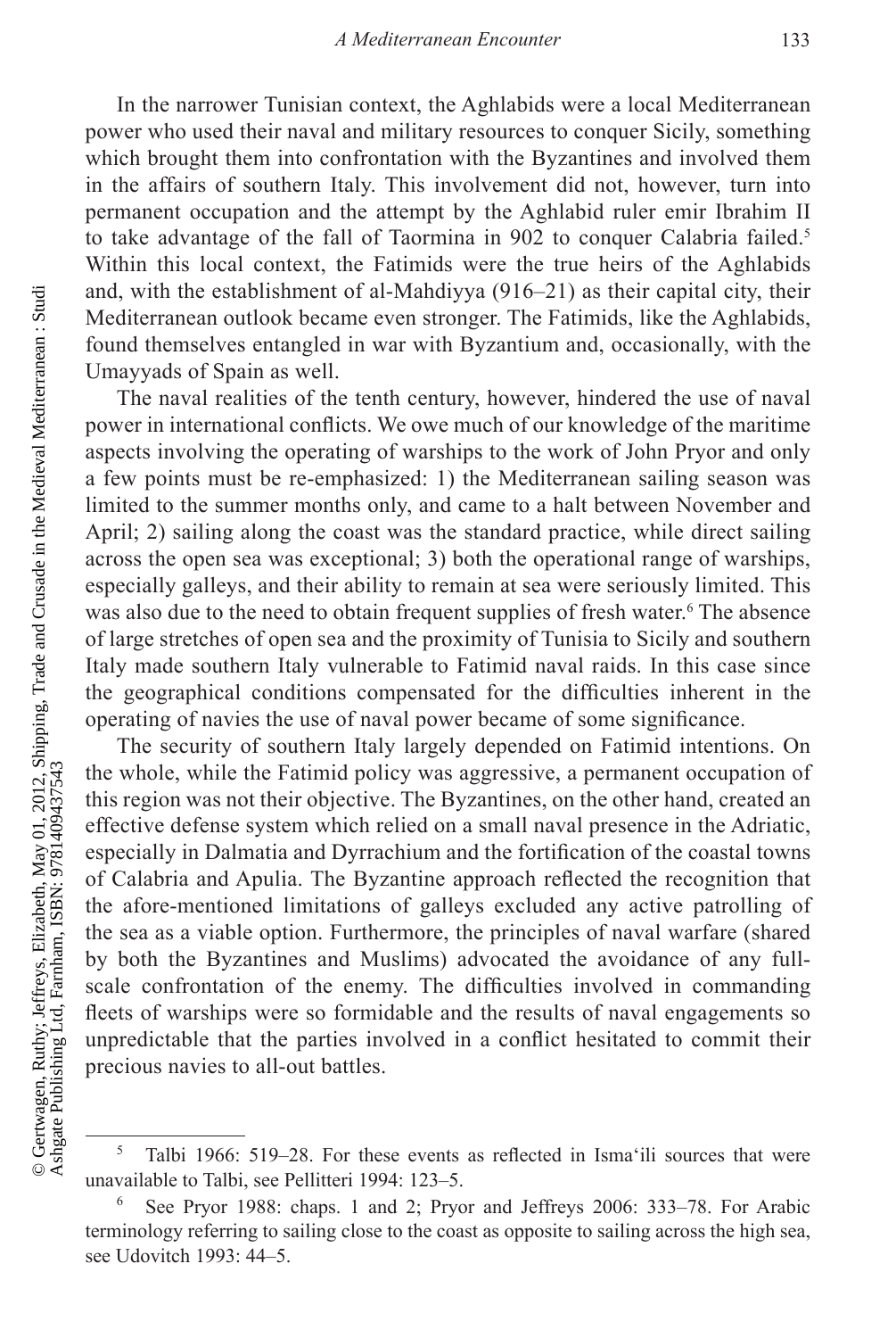In the narrower Tunisian context, the Aghlabids were a local Mediterranean power who used their naval and military resources to conquer Sicily, something which brought them into confrontation with the Byzantines and involved them in the affairs of southern Italy. This involvement did not, however, turn into permanent occupation and the attempt by the Aghlabid ruler emir Ibrahim II to take advantage of the fall of Taormina in 902 to conquer Calabria failed.[5] Within this local context, the Fatimids were the true heirs of the Aghlabids and, with the establishment of al-Mahdiyya (916–21) as their capital city, their Mediterranean outlook became even stronger. The Fatimids, like the Aghlabids, found themselves entangled in war with Byzantium and, occasionally, with the Umayyads of Spain as well.

The naval realities of the tenth century, however, hindered the use of naval power in international conflicts. We owe much of our knowledge of the maritime aspects involving the operating of warships to the work of John Pryor and only a few points must be re-emphasized: 1) the Mediterranean sailing season was limited to the summer months only, and came to a halt between November and April; 2) sailing along the coast was the standard practice, while direct sailing across the open sea was exceptional; 3) both the operational range of warships, especially galleys, and their ability to remain at sea were seriously limited. This was also due to the need to obtain frequent supplies of fresh water.[6] The absence of large stretches of open sea and the proximity of Tunisia to Sicily and southern Italy made southern Italy vulnerable to Fatimid naval raids. In this case since the geographical conditions compensated for the difficulties inherent in the operating of navies the use of naval power became of some significance.

The security of southern Italy largely depended on Fatimid intentions. On the whole, while the Fatimid policy was aggressive, a permanent occupation of this region was not their objective. The Byzantines, on the other hand, created an effective defense system which relied on a small naval presence in the Adriatic, especially in Dalmatia and Dyrrachium and the fortification of the coastal towns of Calabria and Apulia. The Byzantine approach reflected the recognition that the afore-mentioned limitations of galleys excluded any active patrolling of the sea as a viable option. Furthermore, the principles of naval warfare (shared by both the Byzantines and Muslims) advocated the avoidance of any full-scale confrontation of the enemy. The difficulties involved in commanding fleets of warships were so formidable and the results of naval engagements so unpredictable that the parties involved in a conflict hesitated to commit their precious navies to all-out battles.

---

[5] Talbi 1966: 519–28. For these events as reflected in Isma'ili sources that were unavailable to Talbi, see Pellitteri 1994: 123–5.

[6] See Pryor 1988: chaps. 1 and 2; Pryor and Jeffreys 2006: 333–78. For Arabic terminology referring to sailing close to the coast as opposite to sailing across the high sea, see Udovitch 1993: 44–5.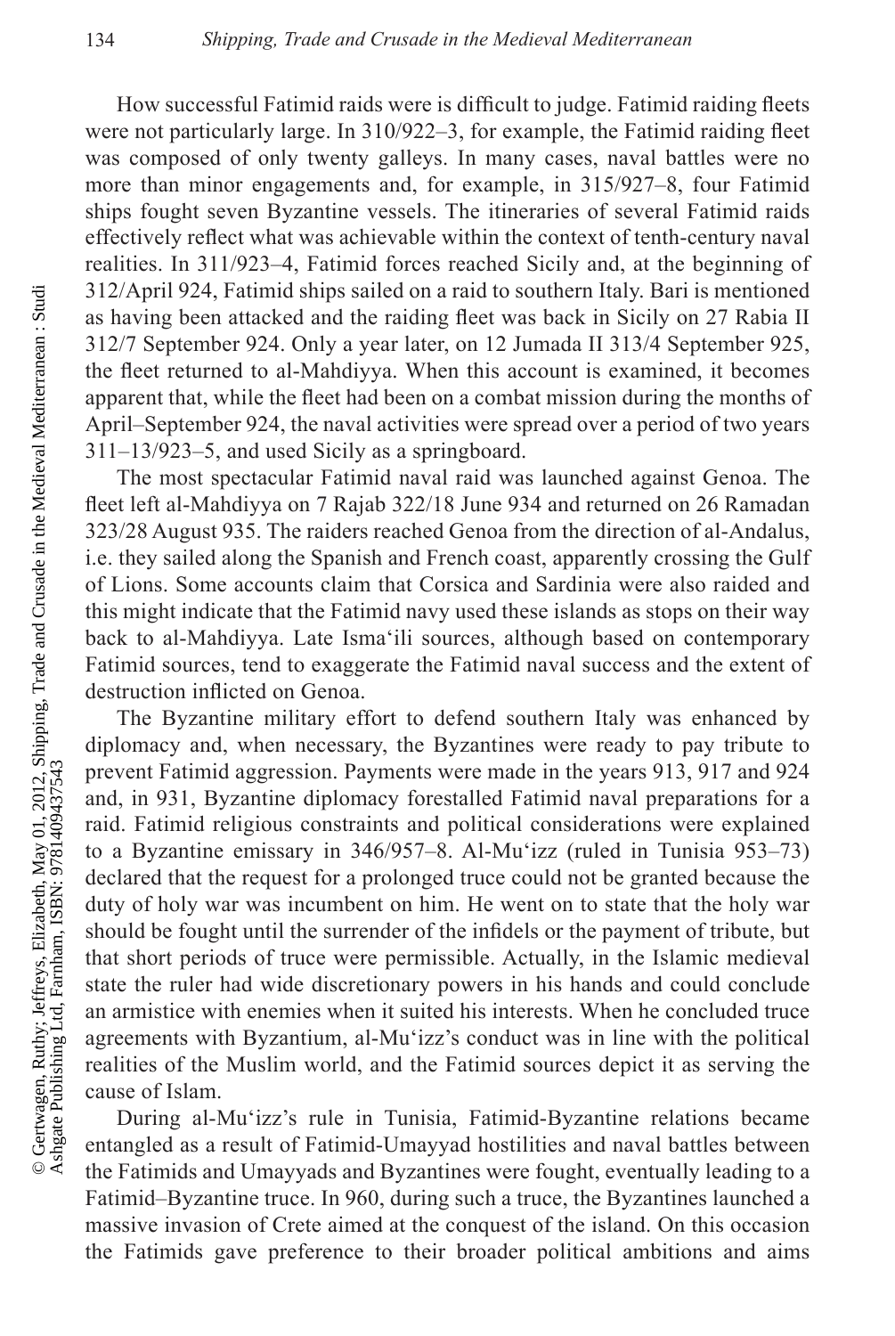How successful Fatimid raids were is difficult to judge. Fatimid raiding fleets were not particularly large. In 310/922–3, for example, the Fatimid raiding fleet was composed of only twenty galleys. In many cases, naval battles were no more than minor engagements and, for example, in 315/927–8, four Fatimid ships fought seven Byzantine vessels. The itineraries of several Fatimid raids effectively reflect what was achievable within the context of tenth-century naval realities. In 311/923–4, Fatimid forces reached Sicily and, at the beginning of 312/April 924, Fatimid ships sailed on a raid to southern Italy. Bari is mentioned as having been attacked and the raiding fleet was back in Sicily on 27 Rabia II 312/7 September 924. Only a year later, on 12 Jumada II 313/4 September 925, the fleet returned to al-Mahdiyya. When this account is examined, it becomes apparent that, while the fleet had been on a combat mission during the months of April–September 924, the naval activities were spread over a period of two years 311–13/923–5, and used Sicily as a springboard.

The most spectacular Fatimid naval raid was launched against Genoa. The fleet left al-Mahdiyya on 7 Rajab 322/18 June 934 and returned on 26 Ramadan 323/28 August 935. The raiders reached Genoa from the direction of al-Andalus, i.e. they sailed along the Spanish and French coast, apparently crossing the Gulf of Lions. Some accounts claim that Corsica and Sardinia were also raided and this might indicate that the Fatimid navy used these islands as stops on their way back to al-Mahdiyya. Late Isma'ili sources, although based on contemporary Fatimid sources, tend to exaggerate the Fatimid naval success and the extent of destruction inflicted on Genoa.

The Byzantine military effort to defend southern Italy was enhanced by diplomacy and, when necessary, the Byzantines were ready to pay tribute to prevent Fatimid aggression. Payments were made in the years 913, 917 and 924 and, in 931, Byzantine diplomacy forestalled Fatimid naval preparations for a raid. Fatimid religious constraints and political considerations were explained to a Byzantine emissary in 346/957–8. Al-Mu'izz (ruled in Tunisia 953–73) declared that the request for a prolonged truce could not be granted because the duty of holy war was incumbent on him. He went on to state that the holy war should be fought until the surrender of the infidels or the payment of tribute, but that short periods of truce were permissible. Actually, in the Islamic medieval state the ruler had wide discretionary powers in his hands and could conclude an armistice with enemies when it suited his interests. When he concluded truce agreements with Byzantium, al-Mu'izz's conduct was in line with the political realities of the Muslim world, and the Fatimid sources depict it as serving the cause of Islam.

During al-Mu'izz's rule in Tunisia, Fatimid-Byzantine relations became entangled as a result of Fatimid-Umayyad hostilities and naval battles between the Fatimids and Umayyads and Byzantines were fought, eventually leading to a Fatimid–Byzantine truce. In 960, during such a truce, the Byzantines launched a massive invasion of Crete aimed at the conquest of the island. On this occasion the Fatimids gave preference to their broader political ambitions and aims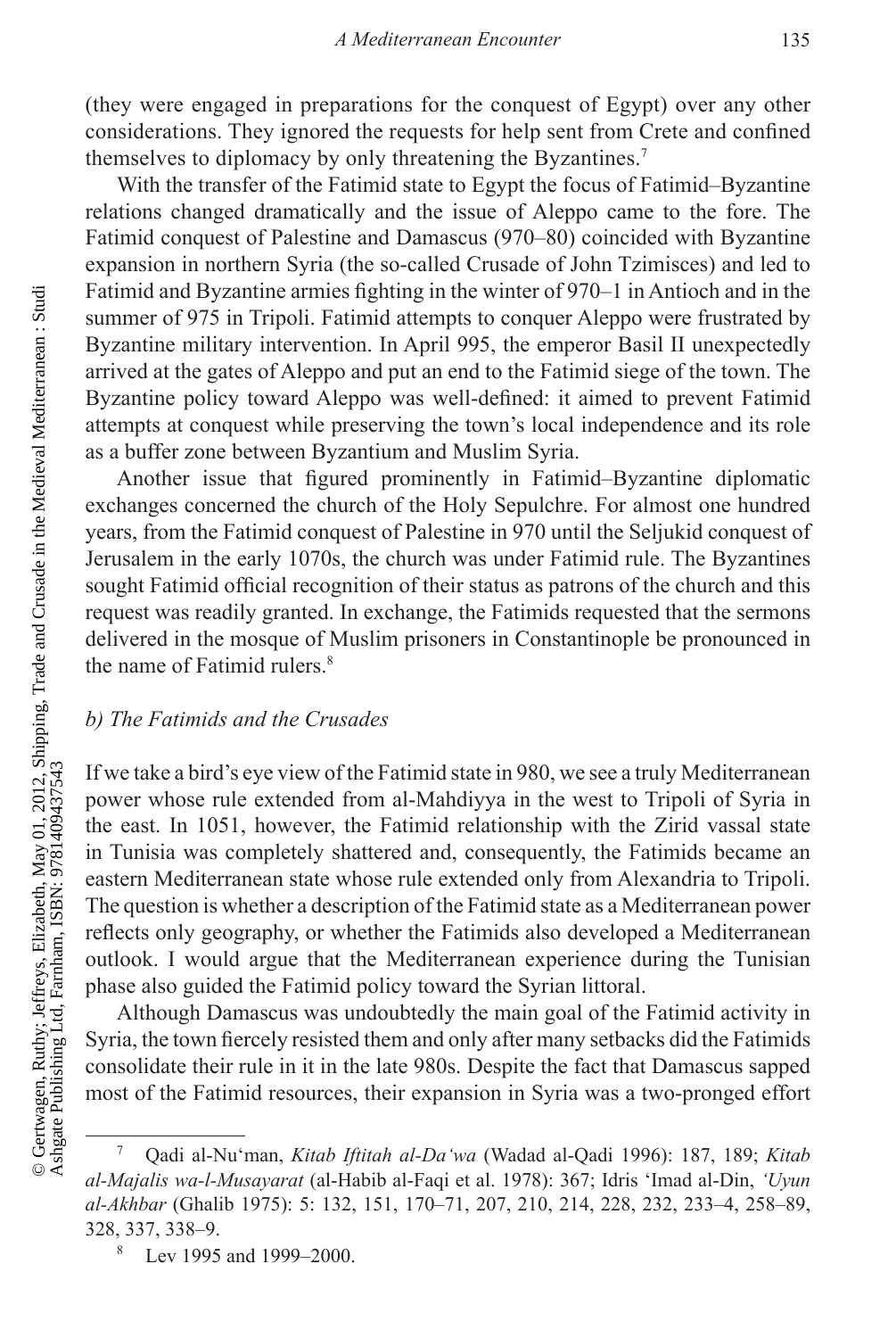(they were engaged in preparations for the conquest of Egypt) over any other considerations. They ignored the requests for help sent from Crete and confined themselves to diplomacy by only threatening the Byzantines.[7]

With the transfer of the Fatimid state to Egypt the focus of Fatimid–Byzantine relations changed dramatically and the issue of Aleppo came to the fore. The Fatimid conquest of Palestine and Damascus (970–80) coincided with Byzantine expansion in northern Syria (the so-called Crusade of John Tzimisces) and led to Fatimid and Byzantine armies fighting in the winter of 970–1 in Antioch and in the summer of 975 in Tripoli. Fatimid attempts to conquer Aleppo were frustrated by Byzantine military intervention. In April 995, the emperor Basil II unexpectedly arrived at the gates of Aleppo and put an end to the Fatimid siege of the town. The Byzantine policy toward Aleppo was well-defined: it aimed to prevent Fatimid attempts at conquest while preserving the town's local independence and its role as a buffer zone between Byzantium and Muslim Syria.

Another issue that figured prominently in Fatimid–Byzantine diplomatic exchanges concerned the church of the Holy Sepulchre. For almost one hundred years, from the Fatimid conquest of Palestine in 970 until the Seljukid conquest of Jerusalem in the early 1070s, the church was under Fatimid rule. The Byzantines sought Fatimid official recognition of their status as patrons of the church and this request was readily granted. In exchange, the Fatimids requested that the sermons delivered in the mosque of Muslim prisoners in Constantinople be pronounced in the name of Fatimid rulers.[8]

### *b) The Fatimids and the Crusades*

If we take a bird's eye view of the Fatimid state in 980, we see a truly Mediterranean power whose rule extended from al-Mahdiyya in the west to Tripoli of Syria in the east. In 1051, however, the Fatimid relationship with the Zirid vassal state in Tunisia was completely shattered and, consequently, the Fatimids became an eastern Mediterranean state whose rule extended only from Alexandria to Tripoli. The question is whether a description of the Fatimid state as a Mediterranean power reflects only geography, or whether the Fatimids also developed a Mediterranean outlook. I would argue that the Mediterranean experience during the Tunisian phase also guided the Fatimid policy toward the Syrian littoral.

Although Damascus was undoubtedly the main goal of the Fatimid activity in Syria, the town fiercely resisted them and only after many setbacks did the Fatimids consolidate their rule in it in the late 980s. Despite the fact that Damascus sapped most of the Fatimid resources, their expansion in Syria was a two-pronged effort

---

[7] Qadi al-Nu'man, *Kitab Iftitah al-Da'wa* (Wadad al-Qadi 1996): 187, 189; *Kitab al-Majalis wa-l-Musayarat* (al-Habib al-Faqi et al. 1978): 367; Idris 'Imad al-Din, *'Uyun al-Akhbar* (Ghalib 1975): 5: 132, 151, 170–71, 207, 210, 214, 228, 232, 233–4, 258–89, 328, 337, 338–9.

[8] Lev 1995 and 1999–2000.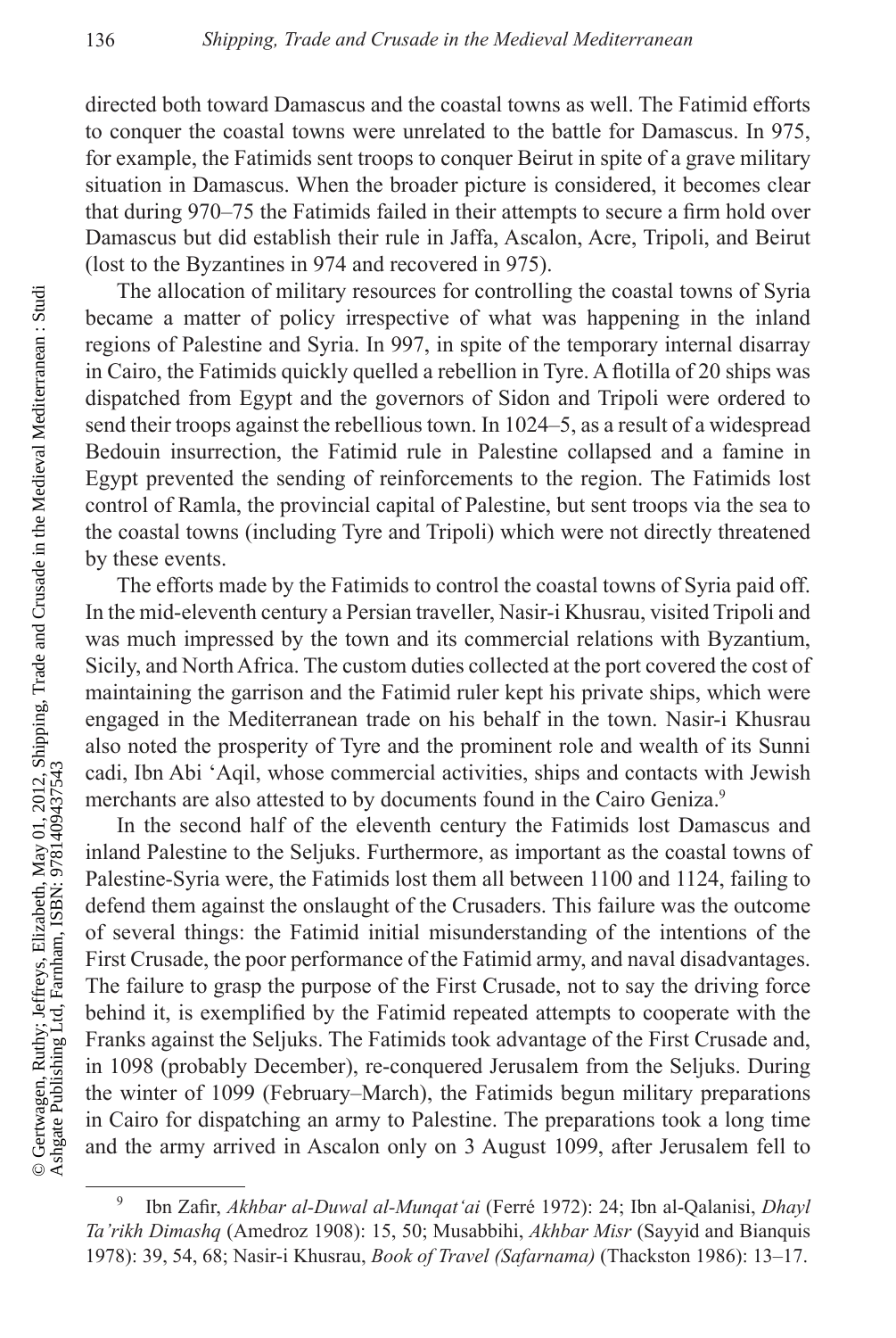directed both toward Damascus and the coastal towns as well. The Fatimid efforts to conquer the coastal towns were unrelated to the battle for Damascus. In 975, for example, the Fatimids sent troops to conquer Beirut in spite of a grave military situation in Damascus. When the broader picture is considered, it becomes clear that during 970–75 the Fatimids failed in their attempts to secure a firm hold over Damascus but did establish their rule in Jaffa, Ascalon, Acre, Tripoli, and Beirut (lost to the Byzantines in 974 and recovered in 975).

The allocation of military resources for controlling the coastal towns of Syria became a matter of policy irrespective of what was happening in the inland regions of Palestine and Syria. In 997, in spite of the temporary internal disarray in Cairo, the Fatimids quickly quelled a rebellion in Tyre. A flotilla of 20 ships was dispatched from Egypt and the governors of Sidon and Tripoli were ordered to send their troops against the rebellious town. In 1024–5, as a result of a widespread Bedouin insurrection, the Fatimid rule in Palestine collapsed and a famine in Egypt prevented the sending of reinforcements to the region. The Fatimids lost control of Ramla, the provincial capital of Palestine, but sent troops via the sea to the coastal towns (including Tyre and Tripoli) which were not directly threatened by these events.

The efforts made by the Fatimids to control the coastal towns of Syria paid off. In the mid-eleventh century a Persian traveller, Nasir-i Khusrau, visited Tripoli and was much impressed by the town and its commercial relations with Byzantium, Sicily, and North Africa. The custom duties collected at the port covered the cost of maintaining the garrison and the Fatimid ruler kept his private ships, which were engaged in the Mediterranean trade on his behalf in the town. Nasir-i Khusrau also noted the prosperity of Tyre and the prominent role and wealth of its Sunni cadi, Ibn Abi ʻAqil, whose commercial activities, ships and contacts with Jewish merchants are also attested to by documents found in the Cairo Geniza.[9]

In the second half of the eleventh century the Fatimids lost Damascus and inland Palestine to the Seljuks. Furthermore, as important as the coastal towns of Palestine-Syria were, the Fatimids lost them all between 1100 and 1124, failing to defend them against the onslaught of the Crusaders. This failure was the outcome of several things: the Fatimid initial misunderstanding of the intentions of the First Crusade, the poor performance of the Fatimid army, and naval disadvantages. The failure to grasp the purpose of the First Crusade, not to say the driving force behind it, is exemplified by the Fatimid repeated attempts to cooperate with the Franks against the Seljuks. The Fatimids took advantage of the First Crusade and, in 1098 (probably December), re-conquered Jerusalem from the Seljuks. During the winter of 1099 (February–March), the Fatimids begun military preparations in Cairo for dispatching an army to Palestine. The preparations took a long time and the army arrived in Ascalon only on 3 August 1099, after Jerusalem fell to

---

[9] Ibn Zafir, *Akhbar al-Duwal al-Munqatʻai* (Ferré 1972): 24; Ibn al-Qalanisi, *Dhayl Ta'rikh Dimashq* (Amedroz 1908): 15, 50; Musabbihi, *Akhbar Misr* (Sayyid and Bianquis 1978): 39, 54, 68; Nasir-i Khusrau, *Book of Travel (Safarnama)* (Thackston 1986): 13–17.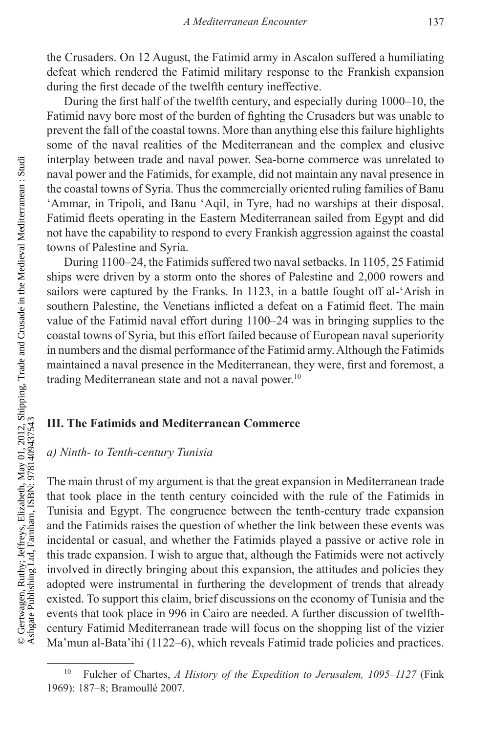the Crusaders. On 12 August, the Fatimid army in Ascalon suffered a humiliating defeat which rendered the Fatimid military response to the Frankish expansion during the first decade of the twelfth century ineffective.

During the first half of the twelfth century, and especially during 1000–10, the Fatimid navy bore most of the burden of fighting the Crusaders but was unable to prevent the fall of the coastal towns. More than anything else this failure highlights some of the naval realities of the Mediterranean and the complex and elusive interplay between trade and naval power. Sea-borne commerce was unrelated to naval power and the Fatimids, for example, did not maintain any naval presence in the coastal towns of Syria. Thus the commercially oriented ruling families of Banu ʻAmmar, in Tripoli, and Banu ʻAqil, in Tyre, had no warships at their disposal. Fatimid fleets operating in the Eastern Mediterranean sailed from Egypt and did not have the capability to respond to every Frankish aggression against the coastal towns of Palestine and Syria.

During 1100–24, the Fatimids suffered two naval setbacks. In 1105, 25 Fatimid ships were driven by a storm onto the shores of Palestine and 2,000 rowers and sailors were captured by the Franks. In 1123, in a battle fought off al-ʻArish in southern Palestine, the Venetians inflicted a defeat on a Fatimid fleet. The main value of the Fatimid naval effort during 1100–24 was in bringing supplies to the coastal towns of Syria, but this effort failed because of European naval superiority in numbers and the dismal performance of the Fatimid army. Although the Fatimids maintained a naval presence in the Mediterranean, they were, first and foremost, a trading Mediterranean state and not a naval power.[10]

## III. The Fatimids and Mediterranean Commerce

### *a) Ninth- to Tenth-century Tunisia*

The main thrust of my argument is that the great expansion in Mediterranean trade that took place in the tenth century coincided with the rule of the Fatimids in Tunisia and Egypt. The congruence between the tenth-century trade expansion and the Fatimids raises the question of whether the link between these events was incidental or casual, and whether the Fatimids played a passive or active role in this trade expansion. I wish to argue that, although the Fatimids were not actively involved in directly bringing about this expansion, the attitudes and policies they adopted were instrumental in furthering the development of trends that already existed. To support this claim, brief discussions on the economy of Tunisia and the events that took place in 996 in Cairo are needed. A further discussion of twelfth-century Fatimid Mediterranean trade will focus on the shopping list of the vizier Ma'mun al-Bata'ihi (1122–6), which reveals Fatimid trade policies and practices.

---

[10] Fulcher of Chartes, *A History of the Expedition to Jerusalem, 1095–1127* (Fink 1969): 187–8; Bramoullé 2007.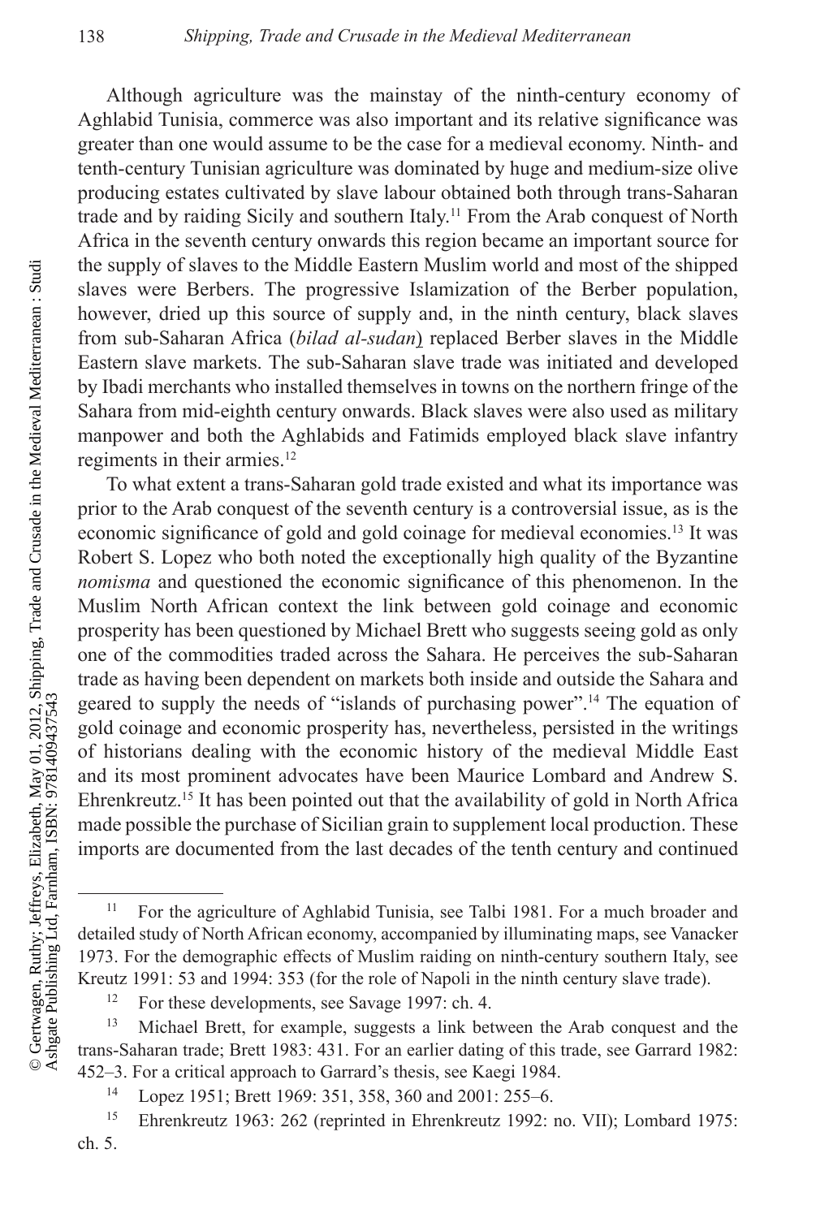Although agriculture was the mainstay of the ninth-century economy of Aghlabid Tunisia, commerce was also important and its relative significance was greater than one would assume to be the case for a medieval economy. Ninth- and tenth-century Tunisian agriculture was dominated by huge and medium-size olive producing estates cultivated by slave labour obtained both through trans-Saharan trade and by raiding Sicily and southern Italy.[11] From the Arab conquest of North Africa in the seventh century onwards this region became an important source for the supply of slaves to the Middle Eastern Muslim world and most of the shipped slaves were Berbers. The progressive Islamization of the Berber population, however, dried up this source of supply and, in the ninth century, black slaves from sub-Saharan Africa (*bilad al-sudan*) replaced Berber slaves in the Middle Eastern slave markets. The sub-Saharan slave trade was initiated and developed by Ibadi merchants who installed themselves in towns on the northern fringe of the Sahara from mid-eighth century onwards. Black slaves were also used as military manpower and both the Aghlabids and Fatimids employed black slave infantry regiments in their armies.[12]

To what extent a trans-Saharan gold trade existed and what its importance was prior to the Arab conquest of the seventh century is a controversial issue, as is the economic significance of gold and gold coinage for medieval economies.[13] It was Robert S. Lopez who both noted the exceptionally high quality of the Byzantine *nomisma* and questioned the economic significance of this phenomenon. In the Muslim North African context the link between gold coinage and economic prosperity has been questioned by Michael Brett who suggests seeing gold as only one of the commodities traded across the Sahara. He perceives the sub-Saharan trade as having been dependent on markets both inside and outside the Sahara and geared to supply the needs of "islands of purchasing power".[14] The equation of gold coinage and economic prosperity has, nevertheless, persisted in the writings of historians dealing with the economic history of the medieval Middle East and its most prominent advocates have been Maurice Lombard and Andrew S. Ehrenkreutz.[15] It has been pointed out that the availability of gold in North Africa made possible the purchase of Sicilian grain to supplement local production. These imports are documented from the last decades of the tenth century and continued

---

[11] For the agriculture of Aghlabid Tunisia, see Talbi 1981. For a much broader and detailed study of North African economy, accompanied by illuminating maps, see Vanacker 1973. For the demographic effects of Muslim raiding on ninth-century southern Italy, see Kreutz 1991: 53 and 1994: 353 (for the role of Napoli in the ninth century slave trade).

[12] For these developments, see Savage 1997: ch. 4.

[13] Michael Brett, for example, suggests a link between the Arab conquest and the trans-Saharan trade; Brett 1983: 431. For an earlier dating of this trade, see Garrard 1982: 452–3. For a critical approach to Garrard's thesis, see Kaegi 1984.

[14] Lopez 1951; Brett 1969: 351, 358, 360 and 2001: 255–6.

[15] Ehrenkreutz 1963: 262 (reprinted in Ehrenkreutz 1992: no. VII); Lombard 1975: ch. 5.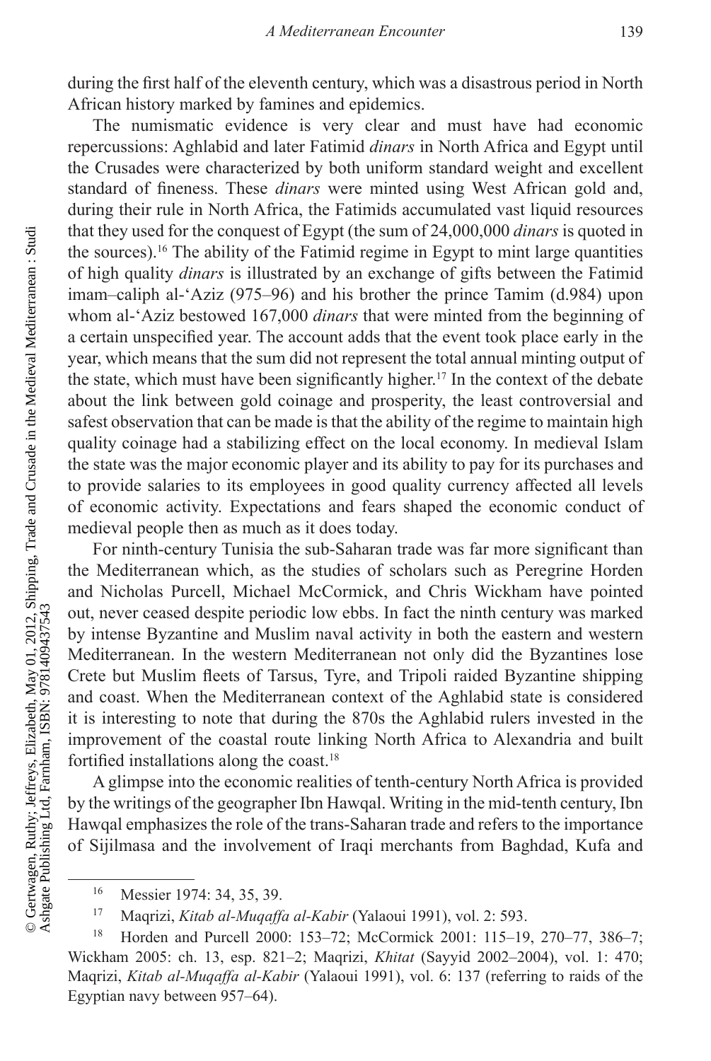during the first half of the eleventh century, which was a disastrous period in North African history marked by famines and epidemics.

The numismatic evidence is very clear and must have had economic repercussions: Aghlabid and later Fatimid *dinars* in North Africa and Egypt until the Crusades were characterized by both uniform standard weight and excellent standard of fineness. These *dinars* were minted using West African gold and, during their rule in North Africa, the Fatimids accumulated vast liquid resources that they used for the conquest of Egypt (the sum of 24,000,000 *dinars* is quoted in the sources).[16] The ability of the Fatimid regime in Egypt to mint large quantities of high quality *dinars* is illustrated by an exchange of gifts between the Fatimid imam–caliph al-ʻAziz (975–96) and his brother the prince Tamim (d.984) upon whom al-ʻAziz bestowed 167,000 *dinars* that were minted from the beginning of a certain unspecified year. The account adds that the event took place early in the year, which means that the sum did not represent the total annual minting output of the state, which must have been significantly higher.[17] In the context of the debate about the link between gold coinage and prosperity, the least controversial and safest observation that can be made is that the ability of the regime to maintain high quality coinage had a stabilizing effect on the local economy. In medieval Islam the state was the major economic player and its ability to pay for its purchases and to provide salaries to its employees in good quality currency affected all levels of economic activity. Expectations and fears shaped the economic conduct of medieval people then as much as it does today.

For ninth-century Tunisia the sub-Saharan trade was far more significant than the Mediterranean which, as the studies of scholars such as Peregrine Horden and Nicholas Purcell, Michael McCormick, and Chris Wickham have pointed out, never ceased despite periodic low ebbs. In fact the ninth century was marked by intense Byzantine and Muslim naval activity in both the eastern and western Mediterranean. In the western Mediterranean not only did the Byzantines lose Crete but Muslim fleets of Tarsus, Tyre, and Tripoli raided Byzantine shipping and coast. When the Mediterranean context of the Aghlabid state is considered it is interesting to note that during the 870s the Aghlabid rulers invested in the improvement of the coastal route linking North Africa to Alexandria and built fortified installations along the coast.[18]

A glimpse into the economic realities of tenth-century North Africa is provided by the writings of the geographer Ibn Hawqal. Writing in the mid-tenth century, Ibn Hawqal emphasizes the role of the trans-Saharan trade and refers to the importance of Sijilmasa and the involvement of Iraqi merchants from Baghdad, Kufa and

---

[16] Messier 1974: 34, 35, 39.

[17] Maqrizi, *Kitab al-Muqaffa al-Kabir* (Yalaoui 1991), vol. 2: 593.

[18] Horden and Purcell 2000: 153–72; McCormick 2001: 115–19, 270–77, 386–7; Wickham 2005: ch. 13, esp. 821–2; Maqrizi, *Khitat* (Sayyid 2002–2004), vol. 1: 470; Maqrizi, *Kitab al-Muqaffa al-Kabir* (Yalaoui 1991), vol. 6: 137 (referring to raids of the Egyptian navy between 957–64).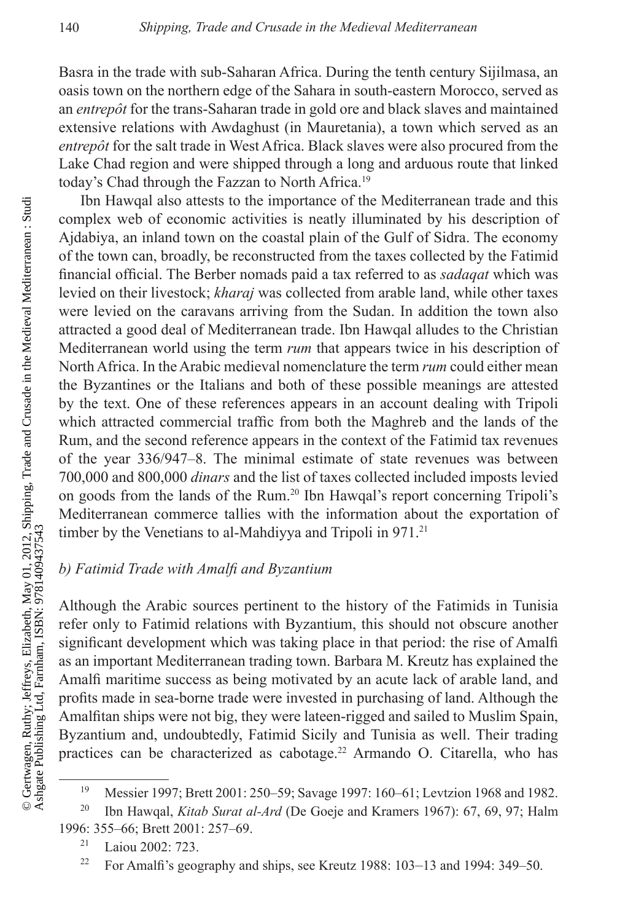Basra in the trade with sub-Saharan Africa. During the tenth century Sijilmasa, an oasis town on the northern edge of the Sahara in south-eastern Morocco, served as an *entrepôt* for the trans-Saharan trade in gold ore and black slaves and maintained extensive relations with Awdaghust (in Mauretania), a town which served as an *entrepôt* for the salt trade in West Africa. Black slaves were also procured from the Lake Chad region and were shipped through a long and arduous route that linked today's Chad through the Fazzan to North Africa.[19]

Ibn Hawqal also attests to the importance of the Mediterranean trade and this complex web of economic activities is neatly illuminated by his description of Ajdabiya, an inland town on the coastal plain of the Gulf of Sidra. The economy of the town can, broadly, be reconstructed from the taxes collected by the Fatimid financial official. The Berber nomads paid a tax referred to as *sadaqat* which was levied on their livestock; *kharaj* was collected from arable land, while other taxes were levied on the caravans arriving from the Sudan. In addition the town also attracted a good deal of Mediterranean trade. Ibn Hawqal alludes to the Christian Mediterranean world using the term *rum* that appears twice in his description of North Africa. In the Arabic medieval nomenclature the term *rum* could either mean the Byzantines or the Italians and both of these possible meanings are attested by the text. One of these references appears in an account dealing with Tripoli which attracted commercial traffic from both the Maghreb and the lands of the Rum, and the second reference appears in the context of the Fatimid tax revenues of the year 336/947–8. The minimal estimate of state revenues was between 700,000 and 800,000 *dinars* and the list of taxes collected included imposts levied on goods from the lands of the Rum.[20] Ibn Hawqal's report concerning Tripoli's Mediterranean commerce tallies with the information about the exportation of timber by the Venetians to al-Mahdiyya and Tripoli in 971.[21]

### *b) Fatimid Trade with Amalfi and Byzantium*

Although the Arabic sources pertinent to the history of the Fatimids in Tunisia refer only to Fatimid relations with Byzantium, this should not obscure another significant development which was taking place in that period: the rise of Amalfi as an important Mediterranean trading town. Barbara M. Kreutz has explained the Amalfi maritime success as being motivated by an acute lack of arable land, and profits made in sea-borne trade were invested in purchasing of land. Although the Amalfitan ships were not big, they were lateen-rigged and sailed to Muslim Spain, Byzantium and, undoubtedly, Fatimid Sicily and Tunisia as well. Their trading practices can be characterized as cabotage.[22] Armando O. Citarella, who has

---

[19] Messier 1997; Brett 2001: 250–59; Savage 1997: 160–61; Levtzion 1968 and 1982.

[20] Ibn Hawqal, *Kitab Surat al-Ard* (De Goeje and Kramers 1967): 67, 69, 97; Halm 1996: 355–66; Brett 2001: 257–69.

[21] Laiou 2002: 723.

[22] For Amalfi's geography and ships, see Kreutz 1988: 103–13 and 1994: 349–50.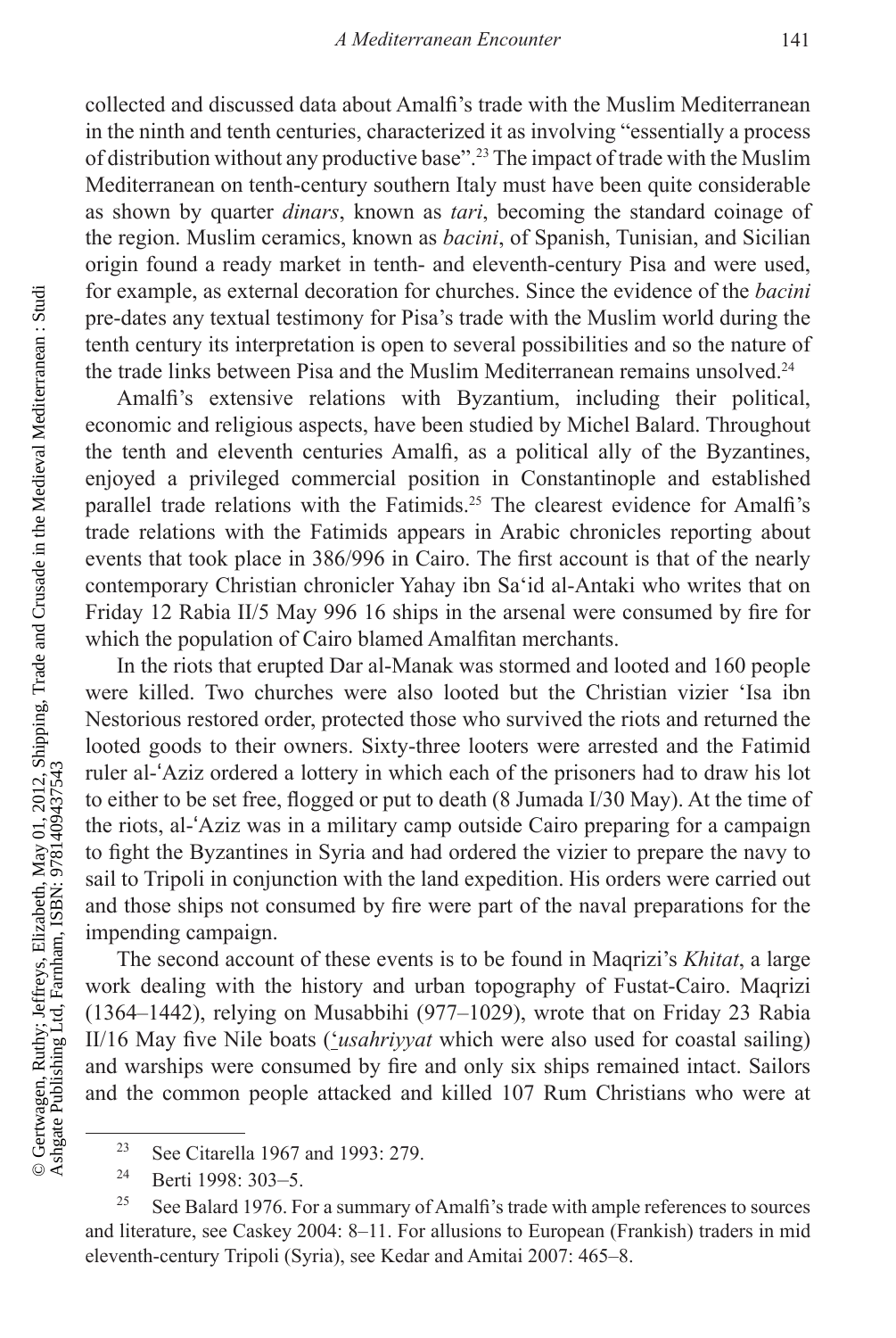collected and discussed data about Amalfi's trade with the Muslim Mediterranean in the ninth and tenth centuries, characterized it as involving "essentially a process of distribution without any productive base".[23] The impact of trade with the Muslim Mediterranean on tenth-century southern Italy must have been quite considerable as shown by quarter *dinars*, known as *tari*, becoming the standard coinage of the region. Muslim ceramics, known as *bacini*, of Spanish, Tunisian, and Sicilian origin found a ready market in tenth- and eleventh-century Pisa and were used, for example, as external decoration for churches. Since the evidence of the *bacini* pre-dates any textual testimony for Pisa's trade with the Muslim world during the tenth century its interpretation is open to several possibilities and so the nature of the trade links between Pisa and the Muslim Mediterranean remains unsolved.[24]

Amalfi's extensive relations with Byzantium, including their political, economic and religious aspects, have been studied by Michel Balard. Throughout the tenth and eleventh centuries Amalfi, as a political ally of the Byzantines, enjoyed a privileged commercial position in Constantinople and established parallel trade relations with the Fatimids.[25] The clearest evidence for Amalfi's trade relations with the Fatimids appears in Arabic chronicles reporting about events that took place in 386/996 in Cairo. The first account is that of the nearly contemporary Christian chronicler Yahay ibn Sa'id al-Antaki who writes that on Friday 12 Rabia II/5 May 996 16 ships in the arsenal were consumed by fire for which the population of Cairo blamed Amalfitan merchants.

In the riots that erupted Dar al-Manak was stormed and looted and 160 people were killed. Two churches were also looted but the Christian vizier 'Isa ibn Nestorious restored order, protected those who survived the riots and returned the looted goods to their owners. Sixty-three looters were arrested and the Fatimid ruler al-'Aziz ordered a lottery in which each of the prisoners had to draw his lot to either to be set free, flogged or put to death (8 Jumada I/30 May). At the time of the riots, al-'Aziz was in a military camp outside Cairo preparing for a campaign to fight the Byzantines in Syria and had ordered the vizier to prepare the navy to sail to Tripoli in conjunction with the land expedition. His orders were carried out and those ships not consumed by fire were part of the naval preparations for the impending campaign.

The second account of these events is to be found in Maqrizi's *Khitat*, a large work dealing with the history and urban topography of Fustat-Cairo. Maqrizi (1364–1442), relying on Musabbihi (977–1029), wrote that on Friday 23 Rabia II/16 May five Nile boats (*'usahriyyat* which were also used for coastal sailing) and warships were consumed by fire and only six ships remained intact. Sailors and the common people attacked and killed 107 Rum Christians who were at

[23] See Citarella 1967 and 1993: 279.

[24] Berti 1998: 303–5.

[25] See Balard 1976. For a summary of Amalfi's trade with ample references to sources and literature, see Caskey 2004: 8–11. For allusions to European (Frankish) traders in mid eleventh-century Tripoli (Syria), see Kedar and Amitai 2007: 465–8.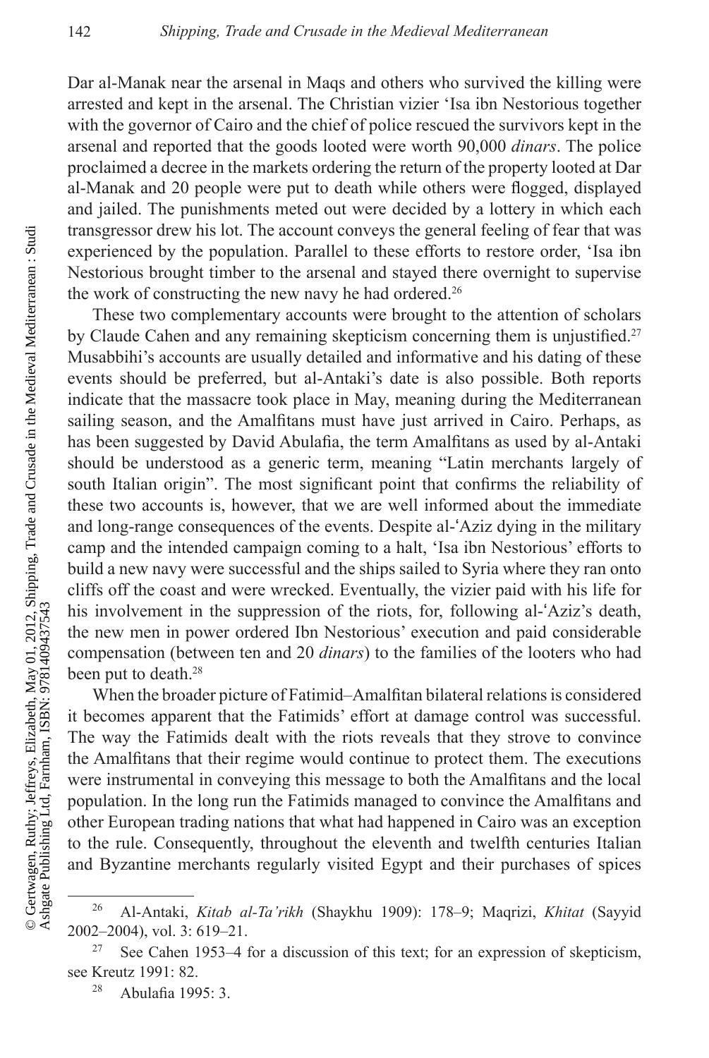Dar al-Manak near the arsenal in Maqs and others who survived the killing were arrested and kept in the arsenal. The Christian vizier 'Isa ibn Nestorious together with the governor of Cairo and the chief of police rescued the survivors kept in the arsenal and reported that the goods looted were worth 90,000 *dinars*. The police proclaimed a decree in the markets ordering the return of the property looted at Dar al-Manak and 20 people were put to death while others were flogged, displayed and jailed. The punishments meted out were decided by a lottery in which each transgressor drew his lot. The account conveys the general feeling of fear that was experienced by the population. Parallel to these efforts to restore order, 'Isa ibn Nestorious brought timber to the arsenal and stayed there overnight to supervise the work of constructing the new navy he had ordered.[26]

These two complementary accounts were brought to the attention of scholars by Claude Cahen and any remaining skepticism concerning them is unjustified.[27] Musabbihi's accounts are usually detailed and informative and his dating of these events should be preferred, but al-Antaki's date is also possible. Both reports indicate that the massacre took place in May, meaning during the Mediterranean sailing season, and the Amalfitans must have just arrived in Cairo. Perhaps, as has been suggested by David Abulafia, the term Amalfitans as used by al-Antaki should be understood as a generic term, meaning "Latin merchants largely of south Italian origin". The most significant point that confirms the reliability of these two accounts is, however, that we are well informed about the immediate and long-range consequences of the events. Despite al-'Aziz dying in the military camp and the intended campaign coming to a halt, 'Isa ibn Nestorious' efforts to build a new navy were successful and the ships sailed to Syria where they ran onto cliffs off the coast and were wrecked. Eventually, the vizier paid with his life for his involvement in the suppression of the riots, for, following al-'Aziz's death, the new men in power ordered Ibn Nestorious' execution and paid considerable compensation (between ten and 20 *dinars*) to the families of the looters who had been put to death.[28]

When the broader picture of Fatimid–Amalfitan bilateral relations is considered it becomes apparent that the Fatimids' effort at damage control was successful. The way the Fatimids dealt with the riots reveals that they strove to convince the Amalfitans that their regime would continue to protect them. The executions were instrumental in conveying this message to both the Amalfitans and the local population. In the long run the Fatimids managed to convince the Amalfitans and other European trading nations that what had happened in Cairo was an exception to the rule. Consequently, throughout the eleventh and twelfth centuries Italian and Byzantine merchants regularly visited Egypt and their purchases of spices

---

[26] Al-Antaki, *Kitab al-Ta'rikh* (Shaykhu 1909): 178–9; Maqrizi, *Khitat* (Sayyid 2002–2004), vol. 3: 619–21.

[27] See Cahen 1953–4 for a discussion of this text; for an expression of skepticism, see Kreutz 1991: 82.

[28] Abulafia 1995: 3.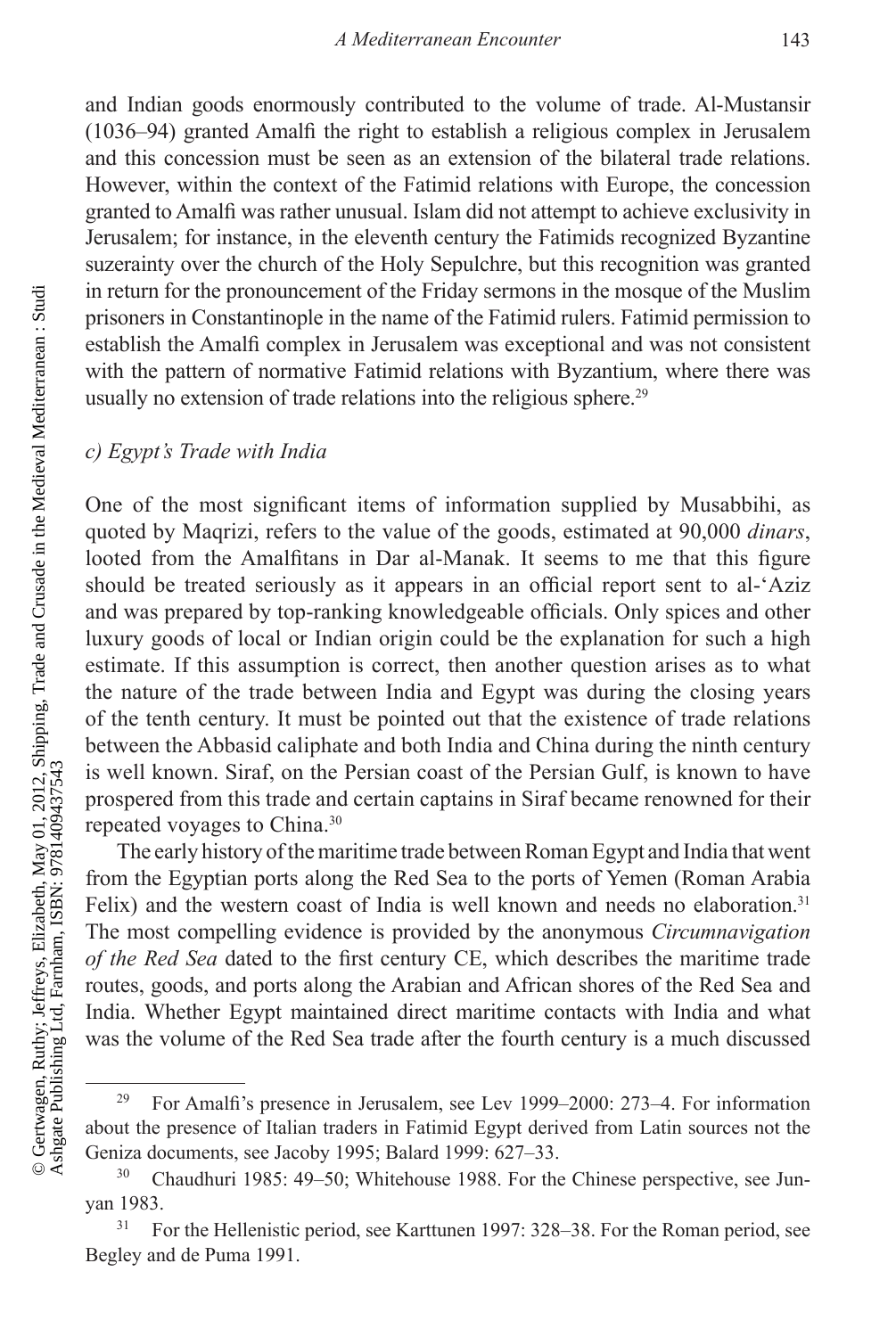and Indian goods enormously contributed to the volume of trade. Al-Mustansir (1036–94) granted Amalfi the right to establish a religious complex in Jerusalem and this concession must be seen as an extension of the bilateral trade relations. However, within the context of the Fatimid relations with Europe, the concession granted to Amalfi was rather unusual. Islam did not attempt to achieve exclusivity in Jerusalem; for instance, in the eleventh century the Fatimids recognized Byzantine suzerainty over the church of the Holy Sepulchre, but this recognition was granted in return for the pronouncement of the Friday sermons in the mosque of the Muslim prisoners in Constantinople in the name of the Fatimid rulers. Fatimid permission to establish the Amalfi complex in Jerusalem was exceptional and was not consistent with the pattern of normative Fatimid relations with Byzantium, where there was usually no extension of trade relations into the religious sphere.[29]

### *c) Egypt's Trade with India*

One of the most significant items of information supplied by Musabbihi, as quoted by Maqrizi, refers to the value of the goods, estimated at 90,000 *dinars*, looted from the Amalfitans in Dar al-Manak. It seems to me that this figure should be treated seriously as it appears in an official report sent to al-'Aziz and was prepared by top-ranking knowledgeable officials. Only spices and other luxury goods of local or Indian origin could be the explanation for such a high estimate. If this assumption is correct, then another question arises as to what the nature of the trade between India and Egypt was during the closing years of the tenth century. It must be pointed out that the existence of trade relations between the Abbasid caliphate and both India and China during the ninth century is well known. Siraf, on the Persian coast of the Persian Gulf, is known to have prospered from this trade and certain captains in Siraf became renowned for their repeated voyages to China.[30]

The early history of the maritime trade between Roman Egypt and India that went from the Egyptian ports along the Red Sea to the ports of Yemen (Roman Arabia Felix) and the western coast of India is well known and needs no elaboration.[31] The most compelling evidence is provided by the anonymous *Circumnavigation of the Red Sea* dated to the first century CE, which describes the maritime trade routes, goods, and ports along the Arabian and African shores of the Red Sea and India. Whether Egypt maintained direct maritime contacts with India and what was the volume of the Red Sea trade after the fourth century is a much discussed

---

[29] For Amalfi's presence in Jerusalem, see Lev 1999–2000: 273–4. For information about the presence of Italian traders in Fatimid Egypt derived from Latin sources not the Geniza documents, see Jacoby 1995; Balard 1999: 627–33.

[30] Chaudhuri 1985: 49–50; Whitehouse 1988. For the Chinese perspective, see Jun-yan 1983.

[31] For the Hellenistic period, see Karttunen 1997: 328–38. For the Roman period, see Begley and de Puma 1991.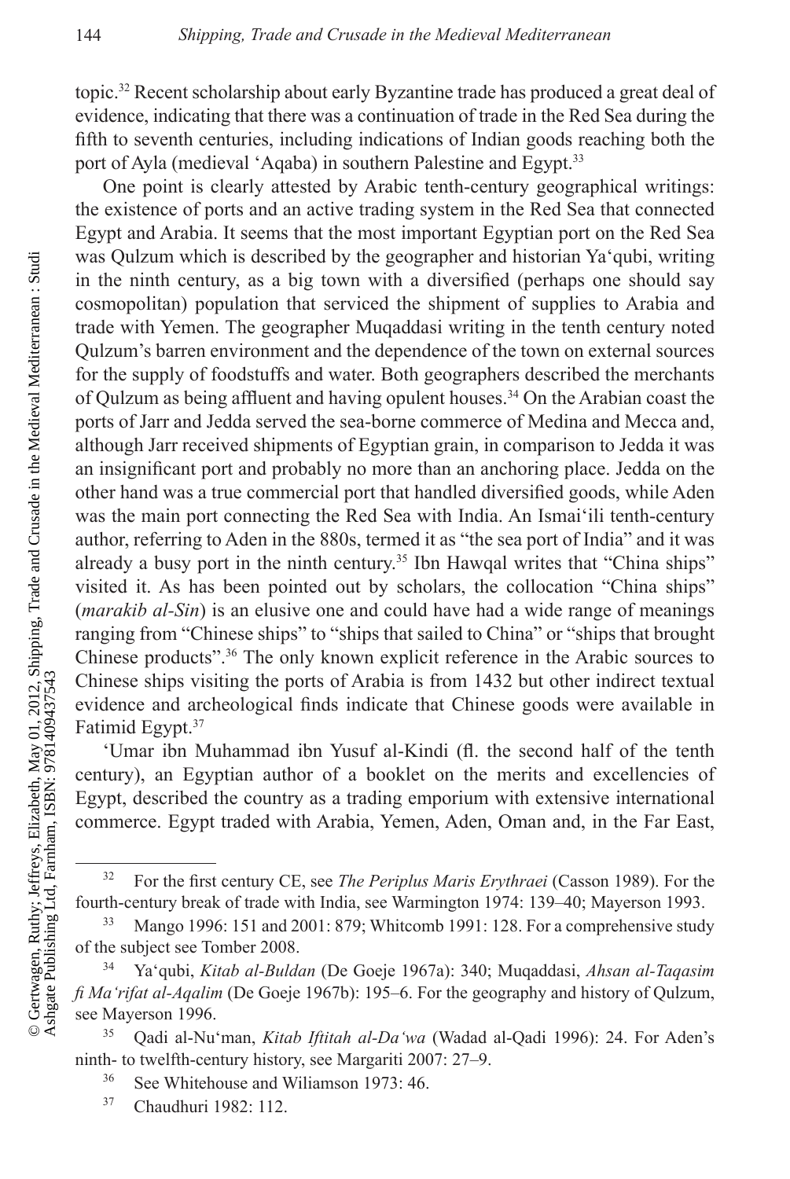topic.[32] Recent scholarship about early Byzantine trade has produced a great deal of evidence, indicating that there was a continuation of trade in the Red Sea during the fifth to seventh centuries, including indications of Indian goods reaching both the port of Ayla (medieval 'Aqaba) in southern Palestine and Egypt.[33]

One point is clearly attested by Arabic tenth-century geographical writings: the existence of ports and an active trading system in the Red Sea that connected Egypt and Arabia. It seems that the most important Egyptian port on the Red Sea was Qulzum which is described by the geographer and historian Ya'qubi, writing in the ninth century, as a big town with a diversified (perhaps one should say cosmopolitan) population that serviced the shipment of supplies to Arabia and trade with Yemen. The geographer Muqaddasi writing in the tenth century noted Qulzum's barren environment and the dependence of the town on external sources for the supply of foodstuffs and water. Both geographers described the merchants of Qulzum as being affluent and having opulent houses.[34] On the Arabian coast the ports of Jarr and Jedda served the sea-borne commerce of Medina and Mecca and, although Jarr received shipments of Egyptian grain, in comparison to Jedda it was an insignificant port and probably no more than an anchoring place. Jedda on the other hand was a true commercial port that handled diversified goods, while Aden was the main port connecting the Red Sea with India. An Ismai'ili tenth-century author, referring to Aden in the 880s, termed it as "the sea port of India" and it was already a busy port in the ninth century.[35] Ibn Hawqal writes that "China ships" visited it. As has been pointed out by scholars, the collocation "China ships" (*marakib al-Sin*) is an elusive one and could have had a wide range of meanings ranging from "Chinese ships" to "ships that sailed to China" or "ships that brought Chinese products".[36] The only known explicit reference in the Arabic sources to Chinese ships visiting the ports of Arabia is from 1432 but other indirect textual evidence and archeological finds indicate that Chinese goods were available in Fatimid Egypt.[37]

'Umar ibn Muhammad ibn Yusuf al-Kindi (fl. the second half of the tenth century), an Egyptian author of a booklet on the merits and excellencies of Egypt, described the country as a trading emporium with extensive international commerce. Egypt traded with Arabia, Yemen, Aden, Oman and, in the Far East,

---

[32] For the first century CE, see *The Periplus Maris Erythraei* (Casson 1989). For the fourth-century break of trade with India, see Warmington 1974: 139–40; Mayerson 1993.

[33] Mango 1996: 151 and 2001: 879; Whitcomb 1991: 128. For a comprehensive study of the subject see Tomber 2008.

[34] Ya'qubi, *Kitab al-Buldan* (De Goeje 1967a): 340; Muqaddasi, *Ahsan al-Taqasim fi Ma'rifat al-Aqalim* (De Goeje 1967b): 195–6. For the geography and history of Qulzum, see Mayerson 1996.

[35] Qadi al-Nu'man, *Kitab Iftitah al-Da'wa* (Wadad al-Qadi 1996): 24. For Aden's ninth- to twelfth-century history, see Margariti 2007: 27–9.

[36] See Whitehouse and Wiliamson 1973: 46.

[37] Chaudhuri 1982: 112.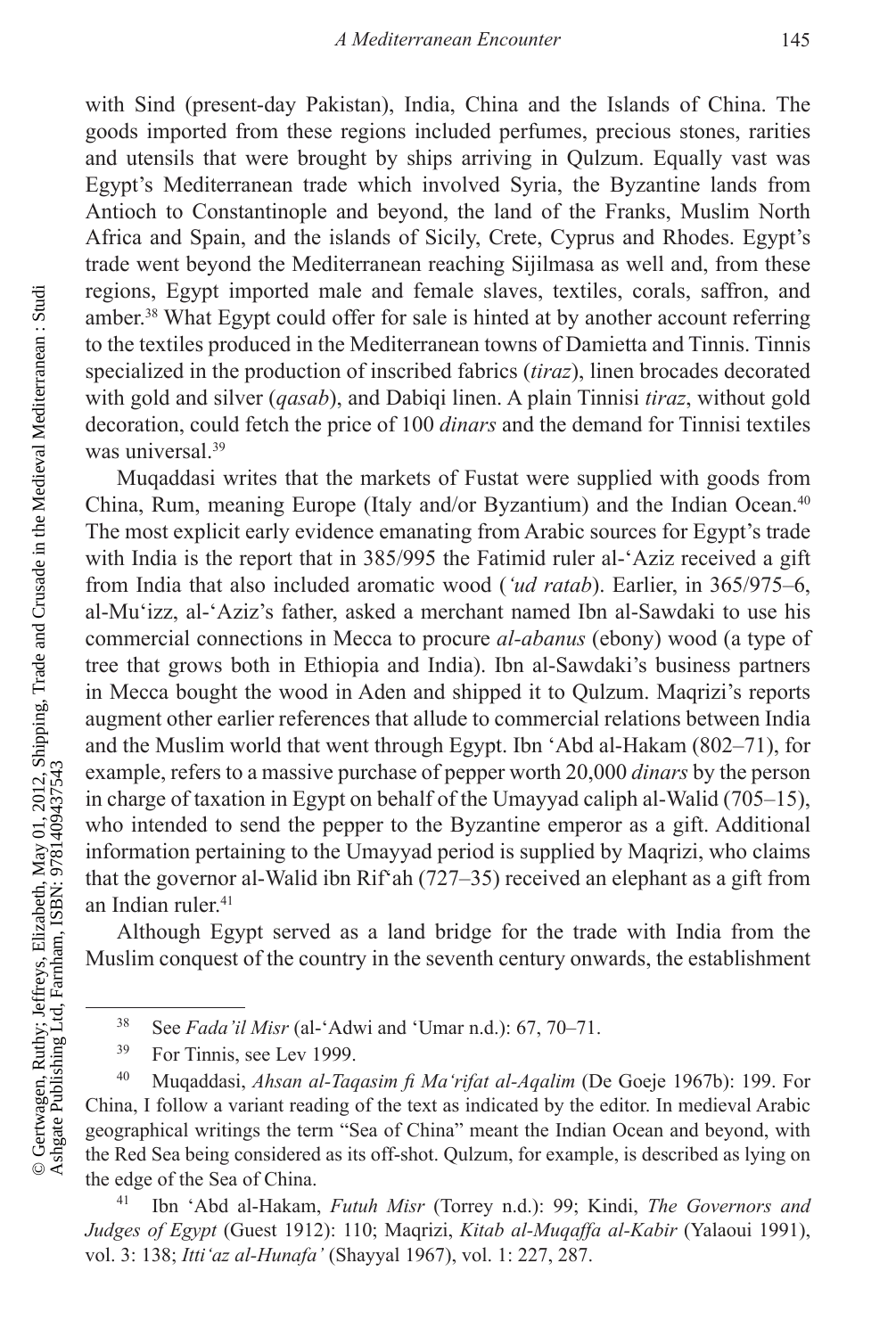with Sind (present-day Pakistan), India, China and the Islands of China. The goods imported from these regions included perfumes, precious stones, rarities and utensils that were brought by ships arriving in Qulzum. Equally vast was Egypt's Mediterranean trade which involved Syria, the Byzantine lands from Antioch to Constantinople and beyond, the land of the Franks, Muslim North Africa and Spain, and the islands of Sicily, Crete, Cyprus and Rhodes. Egypt's trade went beyond the Mediterranean reaching Sijilmasa as well and, from these regions, Egypt imported male and female slaves, textiles, corals, saffron, and amber.[38] What Egypt could offer for sale is hinted at by another account referring to the textiles produced in the Mediterranean towns of Damietta and Tinnis. Tinnis specialized in the production of inscribed fabrics (*tiraz*), linen brocades decorated with gold and silver (*qasab*), and Dabiqi linen. A plain Tinnisi *tiraz*, without gold decoration, could fetch the price of 100 *dinars* and the demand for Tinnisi textiles was universal.[39]

Muqaddasi writes that the markets of Fustat were supplied with goods from China, Rum, meaning Europe (Italy and/or Byzantium) and the Indian Ocean.[40] The most explicit early evidence emanating from Arabic sources for Egypt's trade with India is the report that in 385/995 the Fatimid ruler al-'Aziz received a gift from India that also included aromatic wood (*'ud ratab*). Earlier, in 365/975–6, al-Mu'izz, al-'Aziz's father, asked a merchant named Ibn al-Sawdaki to use his commercial connections in Mecca to procure *al-abanus* (ebony) wood (a type of tree that grows both in Ethiopia and India). Ibn al-Sawdaki's business partners in Mecca bought the wood in Aden and shipped it to Qulzum. Maqrizi's reports augment other earlier references that allude to commercial relations between India and the Muslim world that went through Egypt. Ibn 'Abd al-Hakam (802–71), for example, refers to a massive purchase of pepper worth 20,000 *dinars* by the person in charge of taxation in Egypt on behalf of the Umayyad caliph al-Walid (705–15), who intended to send the pepper to the Byzantine emperor as a gift. Additional information pertaining to the Umayyad period is supplied by Maqrizi, who claims that the governor al-Walid ibn Rif'ah (727–35) received an elephant as a gift from an Indian ruler.[41]

Although Egypt served as a land bridge for the trade with India from the Muslim conquest of the country in the seventh century onwards, the establishment

---

[38] See *Fada'il Misr* (al-'Adwi and 'Umar n.d.): 67, 70–71.

[39] For Tinnis, see Lev 1999.

[40] Muqaddasi, *Ahsan al-Taqasim fi Ma'rifat al-Aqalim* (De Goeje 1967b): 199. For China, I follow a variant reading of the text as indicated by the editor. In medieval Arabic geographical writings the term "Sea of China" meant the Indian Ocean and beyond, with the Red Sea being considered as its off-shot. Qulzum, for example, is described as lying on the edge of the Sea of China.

[41] Ibn 'Abd al-Hakam, *Futuh Misr* (Torrey n.d.): 99; Kindi, *The Governors and Judges of Egypt* (Guest 1912): 110; Maqrizi, *Kitab al-Muqaffa al-Kabir* (Yalaoui 1991), vol. 3: 138; *Itti'az al-Hunafa'* (Shayyal 1967), vol. 1: 227, 287.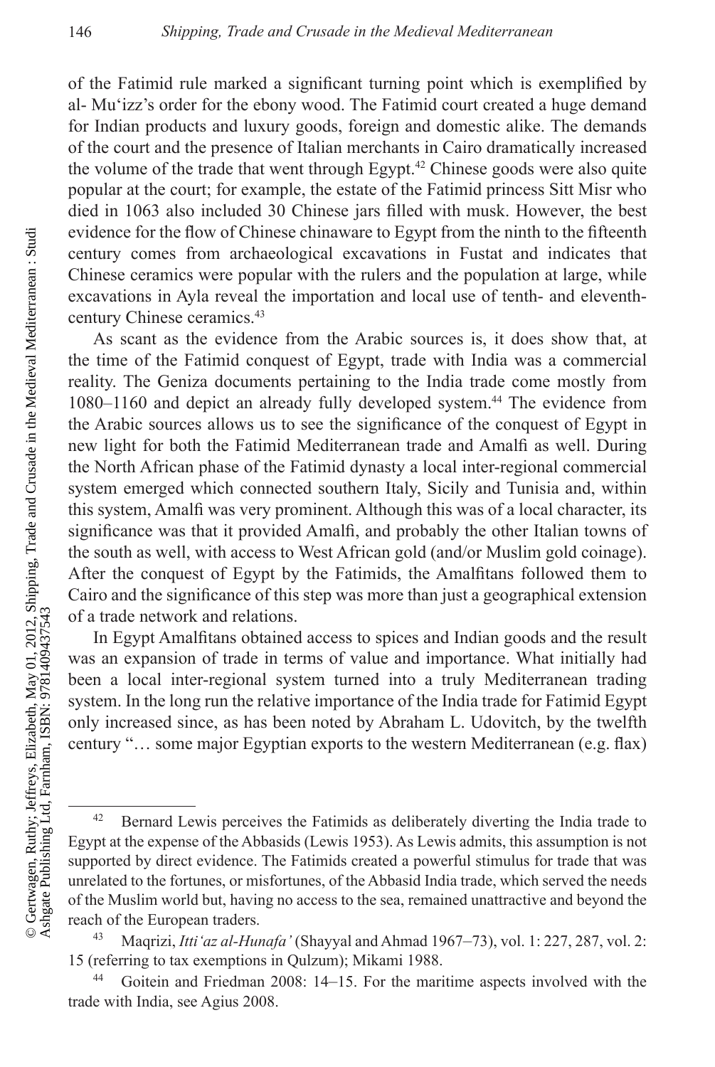of the Fatimid rule marked a significant turning point which is exemplified by al- Mu'izz's order for the ebony wood. The Fatimid court created a huge demand for Indian products and luxury goods, foreign and domestic alike. The demands of the court and the presence of Italian merchants in Cairo dramatically increased the volume of the trade that went through Egypt.[42] Chinese goods were also quite popular at the court; for example, the estate of the Fatimid princess Sitt Misr who died in 1063 also included 30 Chinese jars filled with musk. However, the best evidence for the flow of Chinese chinaware to Egypt from the ninth to the fifteenth century comes from archaeological excavations in Fustat and indicates that Chinese ceramics were popular with the rulers and the population at large, while excavations in Ayla reveal the importation and local use of tenth- and eleventh-century Chinese ceramics.[43]

As scant as the evidence from the Arabic sources is, it does show that, at the time of the Fatimid conquest of Egypt, trade with India was a commercial reality. The Geniza documents pertaining to the India trade come mostly from 1080–1160 and depict an already fully developed system.[44] The evidence from the Arabic sources allows us to see the significance of the conquest of Egypt in new light for both the Fatimid Mediterranean trade and Amalfi as well. During the North African phase of the Fatimid dynasty a local inter-regional commercial system emerged which connected southern Italy, Sicily and Tunisia and, within this system, Amalfi was very prominent. Although this was of a local character, its significance was that it provided Amalfi, and probably the other Italian towns of the south as well, with access to West African gold (and/or Muslim gold coinage). After the conquest of Egypt by the Fatimids, the Amalfitans followed them to Cairo and the significance of this step was more than just a geographical extension of a trade network and relations.

In Egypt Amalfitans obtained access to spices and Indian goods and the result was an expansion of trade in terms of value and importance. What initially had been a local inter-regional system turned into a truly Mediterranean trading system. In the long run the relative importance of the India trade for Fatimid Egypt only increased since, as has been noted by Abraham L. Udovitch, by the twelfth century "… some major Egyptian exports to the western Mediterranean (e.g. flax)

---

[42] Bernard Lewis perceives the Fatimids as deliberately diverting the India trade to Egypt at the expense of the Abbasids (Lewis 1953). As Lewis admits, this assumption is not supported by direct evidence. The Fatimids created a powerful stimulus for trade that was unrelated to the fortunes, or misfortunes, of the Abbasid India trade, which served the needs of the Muslim world but, having no access to the sea, remained unattractive and beyond the reach of the European traders.

[43] Maqrizi, *Itti'az al-Hunafa'* (Shayyal and Ahmad 1967–73), vol. 1: 227, 287, vol. 2: 15 (referring to tax exemptions in Qulzum); Mikami 1988.

[44] Goitein and Friedman 2008: 14–15. For the maritime aspects involved with the trade with India, see Agius 2008.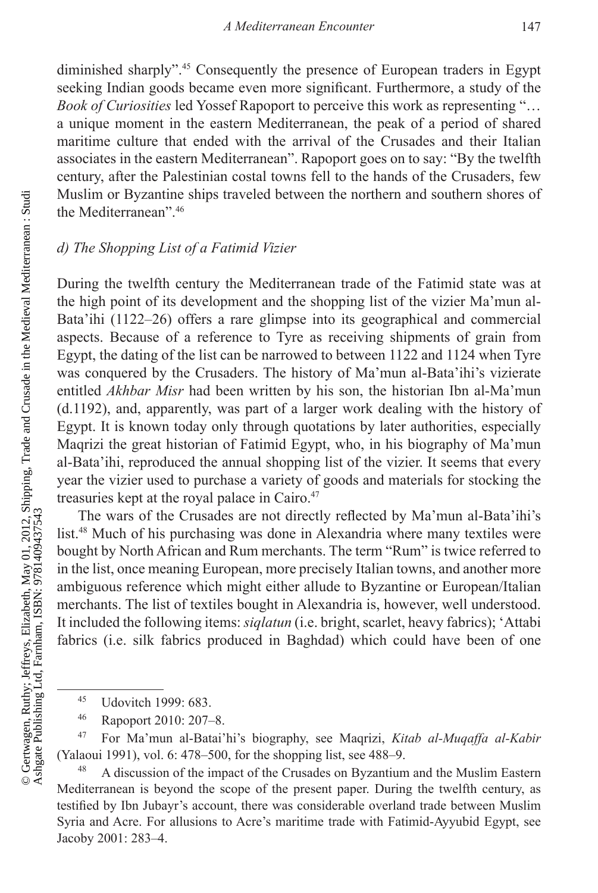diminished sharply".[45] Consequently the presence of European traders in Egypt seeking Indian goods became even more significant. Furthermore, a study of the *Book of Curiosities* led Yossef Rapoport to perceive this work as representing "… a unique moment in the eastern Mediterranean, the peak of a period of shared maritime culture that ended with the arrival of the Crusades and their Italian associates in the eastern Mediterranean". Rapoport goes on to say: "By the twelfth century, after the Palestinian costal towns fell to the hands of the Crusaders, few Muslim or Byzantine ships traveled between the northern and southern shores of the Mediterranean".[46]

### *d) The Shopping List of a Fatimid Vizier*

During the twelfth century the Mediterranean trade of the Fatimid state was at the high point of its development and the shopping list of the vizier Ma'mun al-Bata'ihi (1122–26) offers a rare glimpse into its geographical and commercial aspects. Because of a reference to Tyre as receiving shipments of grain from Egypt, the dating of the list can be narrowed to between 1122 and 1124 when Tyre was conquered by the Crusaders. The history of Ma'mun al-Bata'ihi's vizierate entitled *Akhbar Misr* had been written by his son, the historian Ibn al-Ma'mun (d.1192), and, apparently, was part of a larger work dealing with the history of Egypt. It is known today only through quotations by later authorities, especially Maqrizi the great historian of Fatimid Egypt, who, in his biography of Ma'mun al-Bata'ihi, reproduced the annual shopping list of the vizier. It seems that every year the vizier used to purchase a variety of goods and materials for stocking the treasuries kept at the royal palace in Cairo.[47]

The wars of the Crusades are not directly reflected by Ma'mun al-Bata'ihi's list.[48] Much of his purchasing was done in Alexandria where many textiles were bought by North African and Rum merchants. The term "Rum" is twice referred to in the list, once meaning European, more precisely Italian towns, and another more ambiguous reference which might either allude to Byzantine or European/Italian merchants. The list of textiles bought in Alexandria is, however, well understood. It included the following items: *siqlatun* (i.e. bright, scarlet, heavy fabrics); 'Attabi fabrics (i.e. silk fabrics produced in Baghdad) which could have been of one

---

[45] Udovitch 1999: 683.

[46] Rapoport 2010: 207–8.

[47] For Ma'mun al-Batai'hi's biography, see Maqrizi, *Kitab al-Muqaffa al-Kabir* (Yalaoui 1991), vol. 6: 478–500, for the shopping list, see 488–9.

[48] A discussion of the impact of the Crusades on Byzantium and the Muslim Eastern Mediterranean is beyond the scope of the present paper. During the twelfth century, as testified by Ibn Jubayr's account, there was considerable overland trade between Muslim Syria and Acre. For allusions to Acre's maritime trade with Fatimid-Ayyubid Egypt, see Jacoby 2001: 283–4.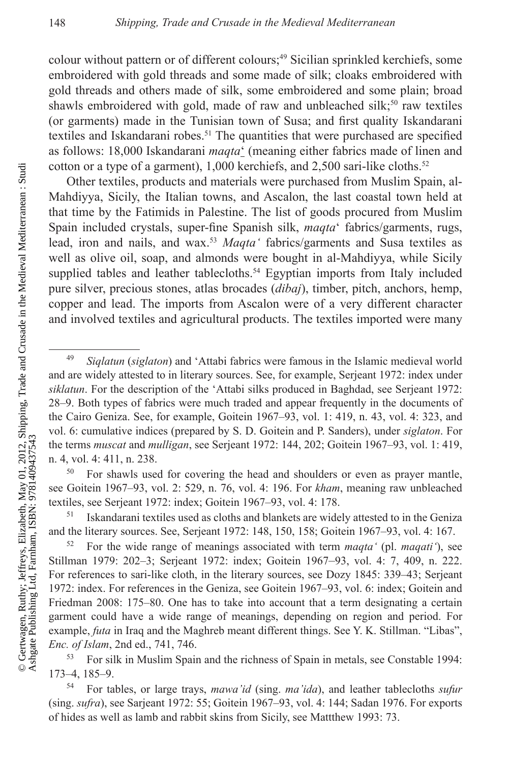colour without pattern or of different colours;[49] Sicilian sprinkled kerchiefs, some embroidered with gold threads and some made of silk; cloaks embroidered with gold threads and others made of silk, some embroidered and some plain; broad shawls embroidered with gold, made of raw and unbleached silk;[50] raw textiles (or garments) made in the Tunisian town of Susa; and first quality Iskandarani textiles and Iskandarani robes.[51] The quantities that were purchased are specified as follows: 18,000 Iskandarani *maqta‘* (meaning either fabrics made of linen and cotton or a type of a garment), 1,000 kerchiefs, and 2,500 sari-like cloths.[52]

Other textiles, products and materials were purchased from Muslim Spain, al-Mahdiyya, Sicily, the Italian towns, and Ascalon, the last coastal town held at that time by the Fatimids in Palestine. The list of goods procured from Muslim Spain included crystals, super-fine Spanish silk, *maqta‘* fabrics/garments, rugs, lead, iron and nails, and wax.[53] *Maqta‘* fabrics/garments and Susa textiles as well as olive oil, soap, and almonds were bought in al-Mahdiyya, while Sicily supplied tables and leather tablecloths.[54] Egyptian imports from Italy included pure silver, precious stones, atlas brocades (*dibaj*), timber, pitch, anchors, hemp, copper and lead. The imports from Ascalon were of a very different character and involved textiles and agricultural products. The textiles imported were many

---

[49] *Siqlatun* (*siglaton*) and ‘Attabi fabrics were famous in the Islamic medieval world and are widely attested to in literary sources. See, for example, Serjeant 1972: index under *siklatun*. For the description of the ‘Attabi silks produced in Baghdad, see Serjeant 1972: 28–9. Both types of fabrics were much traded and appear frequently in the documents of the Cairo Geniza. See, for example, Goitein 1967–93, vol. 1: 419, n. 43, vol. 4: 323, and vol. 6: cumulative indices (prepared by S. D. Goitein and P. Sanders), under *siglaton*. For the terms *muscat* and *mulligan*, see Serjeant 1972: 144, 202; Goitein 1967–93, vol. 1: 419, n. 4, vol. 4: 411, n. 238.

[50] For shawls used for covering the head and shoulders or even as prayer mantle, see Goitein 1967–93, vol. 2: 529, n. 76, vol. 4: 196. For *kham*, meaning raw unbleached textiles, see Serjeant 1972: index; Goitein 1967–93, vol. 4: 178.

[51] Iskandarani textiles used as cloths and blankets are widely attested to in the Geniza and the literary sources. See, Serjeant 1972: 148, 150, 158; Goitein 1967–93, vol. 4: 167.

[52] For the wide range of meanings associated with term *maqta‘* (pl. *maqati‘*), see Stillman 1979: 202–3; Serjeant 1972: index; Goitein 1967–93, vol. 4: 7, 409, n. 222. For references to sari-like cloth, in the literary sources, see Dozy 1845: 339–43; Serjeant 1972: index. For references in the Geniza, see Goitein 1967–93, vol. 6: index; Goitein and Friedman 2008: 175–80. One has to take into account that a term designating a certain garment could have a wide range of meanings, depending on region and period. For example, *futa* in Iraq and the Maghreb meant different things. See Y. K. Stillman. "Libas", *Enc. of Islam*, 2nd ed., 741, 746.

[53] For silk in Muslim Spain and the richness of Spain in metals, see Constable 1994: 173–4, 185–9.

[54] For tables, or large trays, *mawa'id* (sing. *ma'ida*), and leather tablecloths *sufur* (sing. *sufra*), see Sarjeant 1972: 55; Goitein 1967–93, vol. 4: 144; Sadan 1976. For exports of hides as well as lamb and rabbit skins from Sicily, see Mattthew 1993: 73.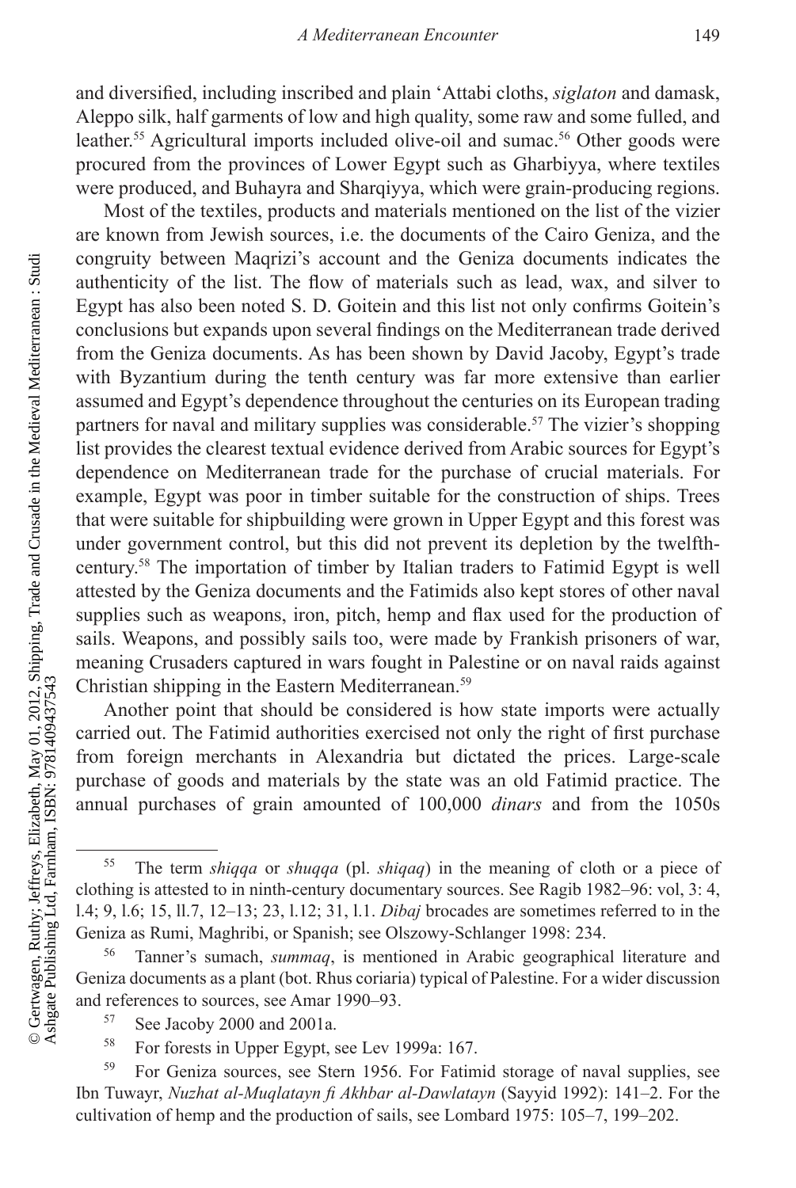and diversified, including inscribed and plain 'Attabi cloths, *siglaton* and damask, Aleppo silk, half garments of low and high quality, some raw and some fulled, and leather.[55] Agricultural imports included olive-oil and sumac.[56] Other goods were procured from the provinces of Lower Egypt such as Gharbiyya, where textiles were produced, and Buhayra and Sharqiyya, which were grain-producing regions.

Most of the textiles, products and materials mentioned on the list of the vizier are known from Jewish sources, i.e. the documents of the Cairo Geniza, and the congruity between Maqrizi's account and the Geniza documents indicates the authenticity of the list. The flow of materials such as lead, wax, and silver to Egypt has also been noted S. D. Goitein and this list not only confirms Goitein's conclusions but expands upon several findings on the Mediterranean trade derived from the Geniza documents. As has been shown by David Jacoby, Egypt's trade with Byzantium during the tenth century was far more extensive than earlier assumed and Egypt's dependence throughout the centuries on its European trading partners for naval and military supplies was considerable.[57] The vizier's shopping list provides the clearest textual evidence derived from Arabic sources for Egypt's dependence on Mediterranean trade for the purchase of crucial materials. For example, Egypt was poor in timber suitable for the construction of ships. Trees that were suitable for shipbuilding were grown in Upper Egypt and this forest was under government control, but this did not prevent its depletion by the twelfth-century.[58] The importation of timber by Italian traders to Fatimid Egypt is well attested by the Geniza documents and the Fatimids also kept stores of other naval supplies such as weapons, iron, pitch, hemp and flax used for the production of sails. Weapons, and possibly sails too, were made by Frankish prisoners of war, meaning Crusaders captured in wars fought in Palestine or on naval raids against Christian shipping in the Eastern Mediterranean.[59]

Another point that should be considered is how state imports were actually carried out. The Fatimid authorities exercised not only the right of first purchase from foreign merchants in Alexandria but dictated the prices. Large-scale purchase of goods and materials by the state was an old Fatimid practice. The annual purchases of grain amounted of 100,000 *dinars* and from the 1050s

---

[55] The term *shiqqa* or *shuqqa* (pl. *shiqaq*) in the meaning of cloth or a piece of clothing is attested to in ninth-century documentary sources. See Ragib 1982–96: vol, 3: 4, l.4; 9, l.6; 15, ll.7, 12–13; 23, l.12; 31, l.1. *Dibaj* brocades are sometimes referred to in the Geniza as Rumi, Maghribi, or Spanish; see Olszowy-Schlanger 1998: 234.

[56] Tanner's sumach, *summaq*, is mentioned in Arabic geographical literature and Geniza documents as a plant (bot. Rhus coriaria) typical of Palestine. For a wider discussion and references to sources, see Amar 1990–93.

[57] See Jacoby 2000 and 2001a.

[58] For forests in Upper Egypt, see Lev 1999a: 167.

[59] For Geniza sources, see Stern 1956. For Fatimid storage of naval supplies, see Ibn Tuwayr, *Nuzhat al-Muqlatayn fi Akhbar al-Dawlatayn* (Sayyid 1992): 141–2. For the cultivation of hemp and the production of sails, see Lombard 1975: 105–7, 199–202.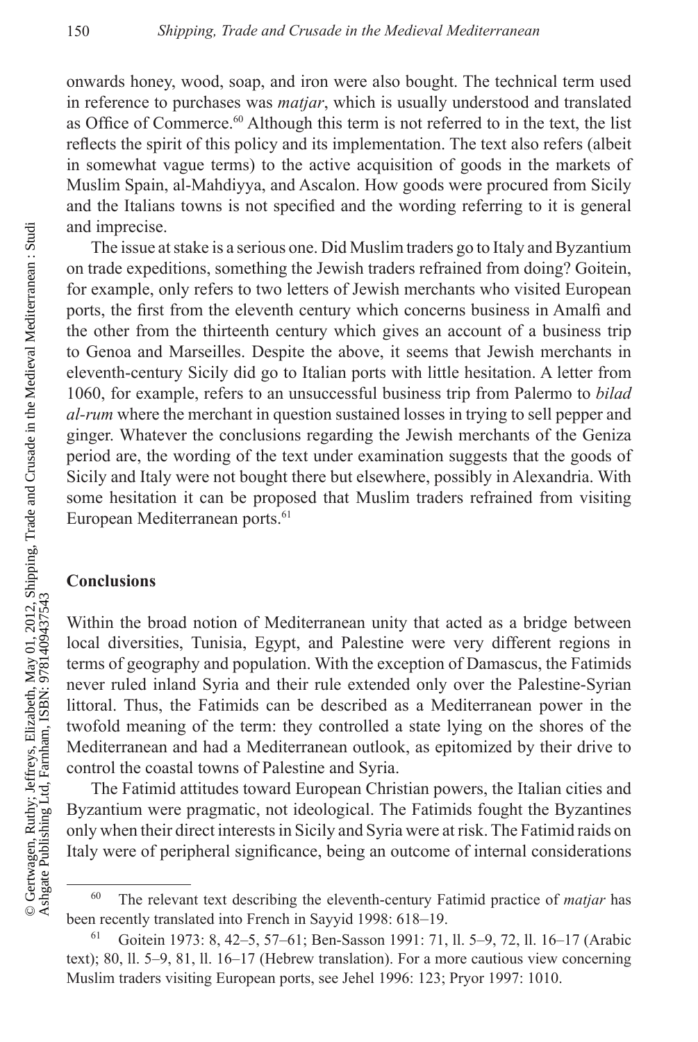onwards honey, wood, soap, and iron were also bought. The technical term used in reference to purchases was *matjar*, which is usually understood and translated as Office of Commerce.[60] Although this term is not referred to in the text, the list reflects the spirit of this policy and its implementation. The text also refers (albeit in somewhat vague terms) to the active acquisition of goods in the markets of Muslim Spain, al-Mahdiyya, and Ascalon. How goods were procured from Sicily and the Italians towns is not specified and the wording referring to it is general and imprecise.

The issue at stake is a serious one. Did Muslim traders go to Italy and Byzantium on trade expeditions, something the Jewish traders refrained from doing? Goitein, for example, only refers to two letters of Jewish merchants who visited European ports, the first from the eleventh century which concerns business in Amalfi and the other from the thirteenth century which gives an account of a business trip to Genoa and Marseilles. Despite the above, it seems that Jewish merchants in eleventh-century Sicily did go to Italian ports with little hesitation. A letter from 1060, for example, refers to an unsuccessful business trip from Palermo to *bilad al-rum* where the merchant in question sustained losses in trying to sell pepper and ginger. Whatever the conclusions regarding the Jewish merchants of the Geniza period are, the wording of the text under examination suggests that the goods of Sicily and Italy were not bought there but elsewhere, possibly in Alexandria. With some hesitation it can be proposed that Muslim traders refrained from visiting European Mediterranean ports.[61]

## Conclusions

Within the broad notion of Mediterranean unity that acted as a bridge between local diversities, Tunisia, Egypt, and Palestine were very different regions in terms of geography and population. With the exception of Damascus, the Fatimids never ruled inland Syria and their rule extended only over the Palestine-Syrian littoral. Thus, the Fatimids can be described as a Mediterranean power in the twofold meaning of the term: they controlled a state lying on the shores of the Mediterranean and had a Mediterranean outlook, as epitomized by their drive to control the coastal towns of Palestine and Syria.

The Fatimid attitudes toward European Christian powers, the Italian cities and Byzantium were pragmatic, not ideological. The Fatimids fought the Byzantines only when their direct interests in Sicily and Syria were at risk. The Fatimid raids on Italy were of peripheral significance, being an outcome of internal considerations

---

[60] The relevant text describing the eleventh-century Fatimid practice of *matjar* has been recently translated into French in Sayyid 1998: 618–19.

[61] Goitein 1973: 8, 42–5, 57–61; Ben-Sasson 1991: 71, ll. 5–9, 72, ll. 16–17 (Arabic text); 80, ll. 5–9, 81, ll. 16–17 (Hebrew translation). For a more cautious view concerning Muslim traders visiting European ports, see Jehel 1996: 123; Pryor 1997: 1010.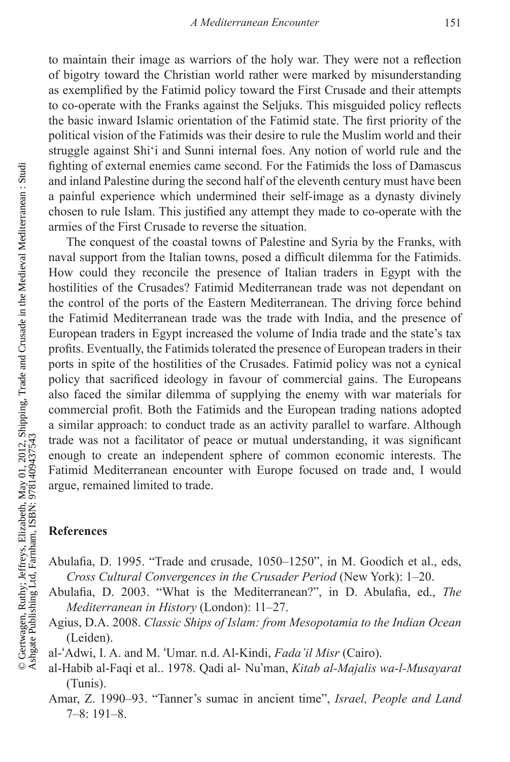to maintain their image as warriors of the holy war. They were not a reflection of bigotry toward the Christian world rather were marked by misunderstanding as exemplified by the Fatimid policy toward the First Crusade and their attempts to co-operate with the Franks against the Seljuks. This misguided policy reflects the basic inward Islamic orientation of the Fatimid state. The first priority of the political vision of the Fatimids was their desire to rule the Muslim world and their struggle against Shi'i and Sunni internal foes. Any notion of world rule and the fighting of external enemies came second. For the Fatimids the loss of Damascus and inland Palestine during the second half of the eleventh century must have been a painful experience which undermined their self-image as a dynasty divinely chosen to rule Islam. This justified any attempt they made to co-operate with the armies of the First Crusade to reverse the situation.

The conquest of the coastal towns of Palestine and Syria by the Franks, with naval support from the Italian towns, posed a difficult dilemma for the Fatimids. How could they reconcile the presence of Italian traders in Egypt with the hostilities of the Crusades? Fatimid Mediterranean trade was not dependant on the control of the ports of the Eastern Mediterranean. The driving force behind the Fatimid Mediterranean trade was the trade with India, and the presence of European traders in Egypt increased the volume of India trade and the state's tax profits. Eventually, the Fatimids tolerated the presence of European traders in their ports in spite of the hostilities of the Crusades. Fatimid policy was not a cynical policy that sacrificed ideology in favour of commercial gains. The Europeans also faced the similar dilemma of supplying the enemy with war materials for commercial profit. Both the Fatimids and the European trading nations adopted a similar approach: to conduct trade as an activity parallel to warfare. Although trade was not a facilitator of peace or mutual understanding, it was significant enough to create an independent sphere of common economic interests. The Fatimid Mediterranean encounter with Europe focused on trade and, I would argue, remained limited to trade.

## References

Abulafia, D. 1995. "Trade and crusade, 1050–1250", in M. Goodich et al., eds, *Cross Cultural Convergences in the Crusader Period* (New York): 1–20.

Abulafia, D. 2003. "What is the Mediterranean?", in D. Abulafia, ed., *The Mediterranean in History* (London): 11–27.

Agius, D.A. 2008. *Classic Ships of Islam: from Mesopotamia to the Indian Ocean* (Leiden).

al-'Adwi, I. A. and M. 'Umar. n.d. Al-Kindi, *Fada'il Misr* (Cairo).

al-Habib al-Faqi et al.. 1978. Qadi al- Nu'man, *Kitab al-Majalis wa-l-Musayarat* (Tunis).

Amar, Z. 1990–93. "Tanner's sumac in ancient time", *Israel, People and Land* 7–8: 191–8.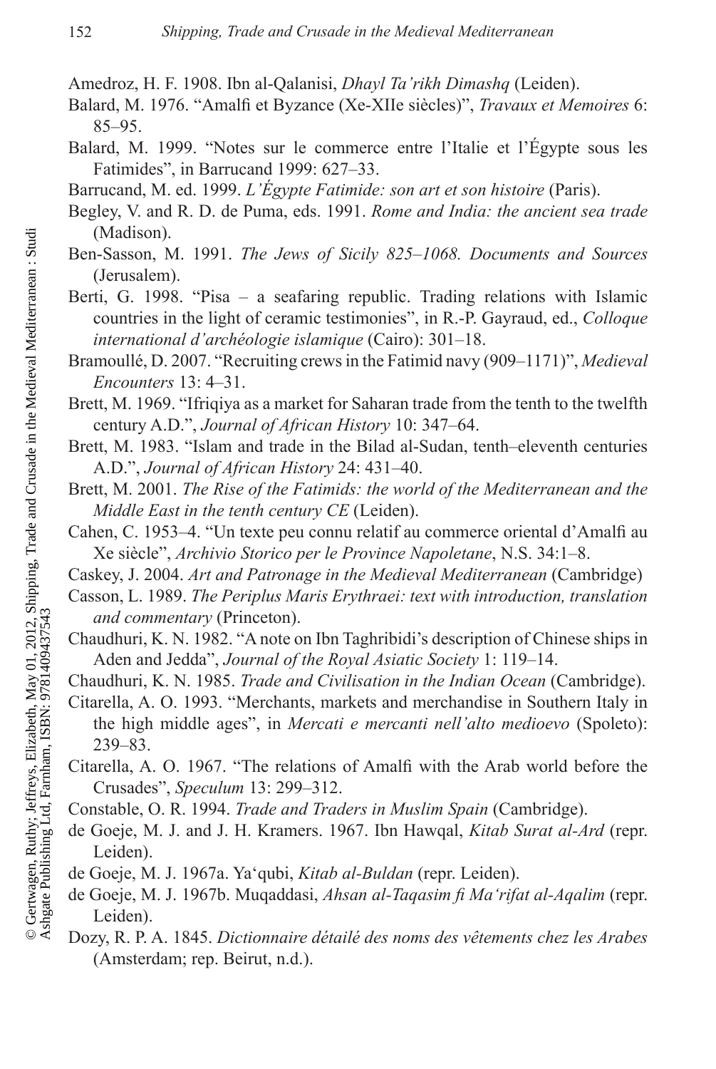Amedroz, H. F. 1908. Ibn al-Qalanisi, *Dhayl Ta'rikh Dimashq* (Leiden).

Balard, M. 1976. "Amalfi et Byzance (Xe-XIIe siècles)", *Travaux et Memoires* 6: 85–95.

Balard, M. 1999. "Notes sur le commerce entre l'Italie et l'Égypte sous les Fatimides", in Barrucand 1999: 627–33.

Barrucand, M. ed. 1999. *L'Égypte Fatimide: son art et son histoire* (Paris).

Begley, V. and R. D. de Puma, eds. 1991. *Rome and India: the ancient sea trade* (Madison).

Ben-Sasson, M. 1991. *The Jews of Sicily 825–1068. Documents and Sources* (Jerusalem).

Berti, G. 1998. "Pisa – a seafaring republic. Trading relations with Islamic countries in the light of ceramic testimonies", in R.-P. Gayraud, ed., *Colloque international d'archéologie islamique* (Cairo): 301–18.

Bramoullé, D. 2007. "Recruiting crews in the Fatimid navy (909–1171)", *Medieval Encounters* 13: 4–31.

Brett, M. 1969. "Ifriqiya as a market for Saharan trade from the tenth to the twelfth century A.D.", *Journal of African History* 10: 347–64.

Brett, M. 1983. "Islam and trade in the Bilad al-Sudan, tenth–eleventh centuries A.D.", *Journal of African History* 24: 431–40.

Brett, M. 2001. *The Rise of the Fatimids: the world of the Mediterranean and the Middle East in the tenth century CE* (Leiden).

Cahen, C. 1953–4. "Un texte peu connu relatif au commerce oriental d'Amalfi au Xe siècle", *Archivio Storico per le Province Napoletane*, N.S. 34:1–8.

Caskey, J. 2004. *Art and Patronage in the Medieval Mediterranean* (Cambridge)

Casson, L. 1989. *The Periplus Maris Erythraei: text with introduction, translation and commentary* (Princeton).

Chaudhuri, K. N. 1982. "A note on Ibn Taghribidi's description of Chinese ships in Aden and Jedda", *Journal of the Royal Asiatic Society* 1: 119–14.

Chaudhuri, K. N. 1985. *Trade and Civilisation in the Indian Ocean* (Cambridge).

Citarella, A. O. 1993. "Merchants, markets and merchandise in Southern Italy in the high middle ages", in *Mercati e mercanti nell'alto medioevo* (Spoleto): 239–83.

Citarella, A. O. 1967. "The relations of Amalfi with the Arab world before the Crusades", *Speculum* 13: 299–312.

Constable, O. R. 1994. *Trade and Traders in Muslim Spain* (Cambridge).

de Goeje, M. J. and J. H. Kramers. 1967. Ibn Hawqal, *Kitab Surat al-Ard* (repr. Leiden).

de Goeje, M. J. 1967a. Ya'qubi, *Kitab al-Buldan* (repr. Leiden).

de Goeje, M. J. 1967b. Muqaddasi, *Ahsan al-Taqasim fi Ma'rifat al-Aqalim* (repr. Leiden).

Dozy, R. P. A. 1845. *Dictionnaire détailé des noms des vêtements chez les Arabes* (Amsterdam; rep. Beirut, n.d.).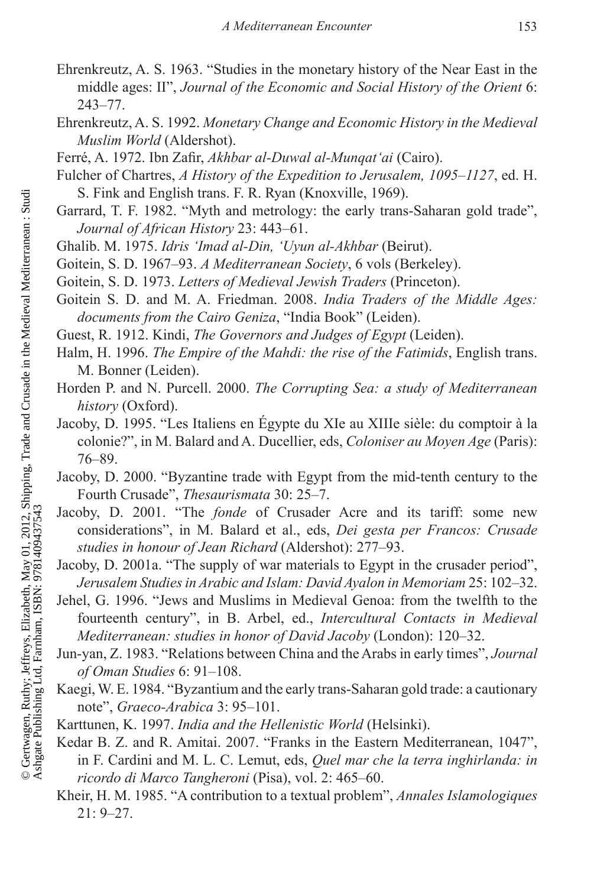Ehrenkreutz, A. S. 1963. "Studies in the monetary history of the Near East in the middle ages: II", *Journal of the Economic and Social History of the Orient* 6: 243–77.

Ehrenkreutz, A. S. 1992. *Monetary Change and Economic History in the Medieval Muslim World* (Aldershot).

Ferré, A. 1972. Ibn Zafir, *Akhbar al-Duwal al-Munqat'ai* (Cairo).

Fulcher of Chartres, *A History of the Expedition to Jerusalem, 1095–1127*, ed. H. S. Fink and English trans. F. R. Ryan (Knoxville, 1969).

Garrard, T. F. 1982. "Myth and metrology: the early trans-Saharan gold trade", *Journal of African History* 23: 443–61.

Ghalib. M. 1975. *Idris 'Imad al-Din, 'Uyun al-Akhbar* (Beirut).

Goitein, S. D. 1967–93. *A Mediterranean Society*, 6 vols (Berkeley).

Goitein, S. D. 1973. *Letters of Medieval Jewish Traders* (Princeton).

Goitein S. D. and M. A. Friedman. 2008. *India Traders of the Middle Ages: documents from the Cairo Geniza*, "India Book" (Leiden).

Guest, R. 1912. Kindi, *The Governors and Judges of Egypt* (Leiden).

Halm, H. 1996. *The Empire of the Mahdi: the rise of the Fatimids*, English trans. M. Bonner (Leiden).

Horden P. and N. Purcell. 2000. *The Corrupting Sea: a study of Mediterranean history* (Oxford).

Jacoby, D. 1995. "Les Italiens en Égypte du XIe au XIIIe siècle: du comptoir à la colonie?", in M. Balard and A. Ducellier, eds, *Coloniser au Moyen Age* (Paris): 76–89.

Jacoby, D. 2000. "Byzantine trade with Egypt from the mid-tenth century to the Fourth Crusade", *Thesaurismata* 30: 25–7.

Jacoby, D. 2001. "The *fonde* of Crusader Acre and its tariff: some new considerations", in M. Balard et al., eds, *Dei gesta per Francos: Crusade studies in honour of Jean Richard* (Aldershot): 277–93.

Jacoby, D. 2001a. "The supply of war materials to Egypt in the crusader period", *Jerusalem Studies in Arabic and Islam: David Ayalon in Memoriam* 25: 102–32.

Jehel, G. 1996. "Jews and Muslims in Medieval Genoa: from the twelfth to the fourteenth century", in B. Arbel, ed., *Intercultural Contacts in Medieval Mediterranean: studies in honor of David Jacoby* (London): 120–32.

Jun-yan, Z. 1983. "Relations between China and the Arabs in early times", *Journal of Oman Studies* 6: 91–108.

Kaegi, W. E. 1984. "Byzantium and the early trans-Saharan gold trade: a cautionary note", *Graeco-Arabica* 3: 95–101.

Karttunen, K. 1997. *India and the Hellenistic World* (Helsinki).

Kedar B. Z. and R. Amitai. 2007. "Franks in the Eastern Mediterranean, 1047", in F. Cardini and M. L. C. Lemut, eds, *Quel mar che la terra inghirlanda: in ricordo di Marco Tangheroni* (Pisa), vol. 2: 465–60.

Kheir, H. M. 1985. "A contribution to a textual problem", *Annales Islamologiques* 21: 9–27.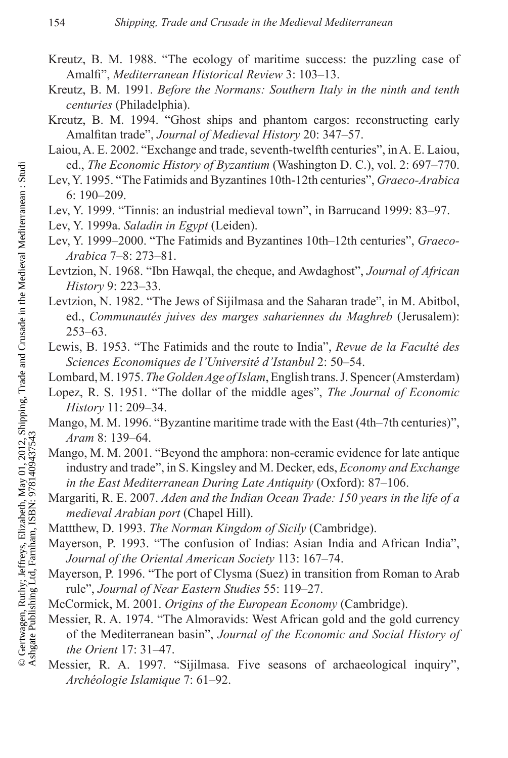Kreutz, B. M. 1988. "The ecology of maritime success: the puzzling case of Amalfi", *Mediterranean Historical Review* 3: 103–13.

Kreutz, B. M. 1991. *Before the Normans: Southern Italy in the ninth and tenth centuries* (Philadelphia).

Kreutz, B. M. 1994. "Ghost ships and phantom cargos: reconstructing early Amalfitan trade", *Journal of Medieval History* 20: 347–57.

Laiou, A. E. 2002. "Exchange and trade, seventh-twelfth centuries", in A. E. Laiou, ed., *The Economic History of Byzantium* (Washington D. C.), vol. 2: 697–770.

Lev, Y. 1995. "The Fatimids and Byzantines 10th-12th centuries", *Graeco-Arabica* 6: 190–209.

Lev, Y. 1999. "Tinnis: an industrial medieval town", in Barrucand 1999: 83–97.

Lev, Y. 1999a. *Saladin in Egypt* (Leiden).

Lev, Y. 1999–2000. "The Fatimids and Byzantines 10th–12th centuries", *Graeco-Arabica* 7–8: 273–81.

Levtzion, N. 1968. "Ibn Hawqal, the cheque, and Awdaghost", *Journal of African History* 9: 223–33.

Levtzion, N. 1982. "The Jews of Sijilmasa and the Saharan trade", in M. Abitbol, ed., *Communautés juives des marges sahariennes du Maghreb* (Jerusalem): 253–63.

Lewis, B. 1953. "The Fatimids and the route to India", *Revue de la Faculté des Sciences Economiques de l'Université d'Istanbul* 2: 50–54.

Lombard, M. 1975. *The Golden Age of Islam*, English trans. J. Spencer (Amsterdam)

Lopez, R. S. 1951. "The dollar of the middle ages", *The Journal of Economic History* 11: 209–34.

Mango, M. M. 1996. "Byzantine maritime trade with the East (4th–7th centuries)", *Aram* 8: 139–64.

Mango, M. M. 2001. "Beyond the amphora: non-ceramic evidence for late antique industry and trade", in S. Kingsley and M. Decker, eds, *Economy and Exchange in the East Mediterranean During Late Antiquity* (Oxford): 87–106.

Margariti, R. E. 2007. *Aden and the Indian Ocean Trade: 150 years in the life of a medieval Arabian port* (Chapel Hill).

Mattthew, D. 1993. *The Norman Kingdom of Sicily* (Cambridge).

Mayerson, P. 1993. "The confusion of Indias: Asian India and African India", *Journal of the Oriental American Society* 113: 167–74.

Mayerson, P. 1996. "The port of Clysma (Suez) in transition from Roman to Arab rule", *Journal of Near Eastern Studies* 55: 119–27.

McCormick, M. 2001. *Origins of the European Economy* (Cambridge).

Messier, R. A. 1974. "The Almoravids: West African gold and the gold currency of the Mediterranean basin", *Journal of the Economic and Social History of the Orient* 17: 31–47.

Messier, R. A. 1997. "Sijilmasa. Five seasons of archaeological inquiry", *Archéologie Islamique* 7: 61–92.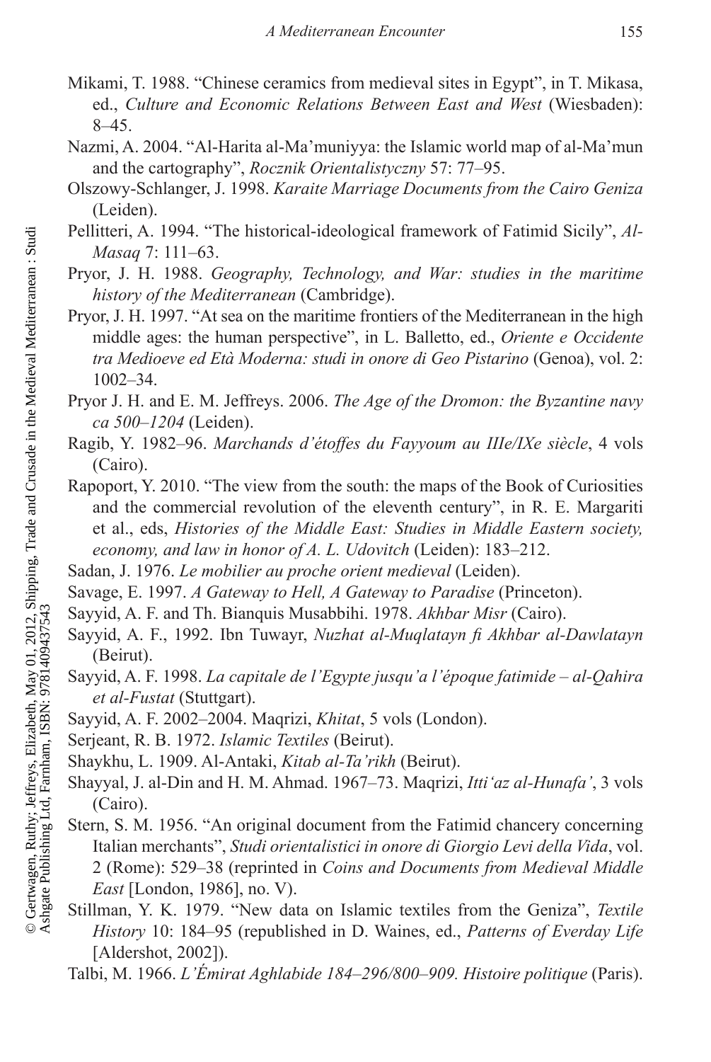Mikami, T. 1988. "Chinese ceramics from medieval sites in Egypt", in T. Mikasa, ed., *Culture and Economic Relations Between East and West* (Wiesbaden): 8–45.

Nazmi, A. 2004. "Al-Harita al-Ma'muniyya: the Islamic world map of al-Ma'mun and the cartography", *Rocznik Orientalistyczny* 57: 77–95.

Olszowy-Schlanger, J. 1998. *Karaite Marriage Documents from the Cairo Geniza* (Leiden).

Pellitteri, A. 1994. "The historical-ideological framework of Fatimid Sicily", *Al-Masaq* 7: 111–63.

Pryor, J. H. 1988. *Geography, Technology, and War: studies in the maritime history of the Mediterranean* (Cambridge).

Pryor, J. H. 1997. "At sea on the maritime frontiers of the Mediterranean in the high middle ages: the human perspective", in L. Balletto, ed., *Oriente e Occidente tra Medioeve ed Età Moderna: studi in onore di Geo Pistarino* (Genoa), vol. 2: 1002–34.

Pryor J. H. and E. M. Jeffreys. 2006. *The Age of the Dromon: the Byzantine navy ca 500–1204* (Leiden).

Ragib, Y. 1982–96. *Marchands d'étoffes du Fayyoum au IIIe/IXe siècle*, 4 vols (Cairo).

Rapoport, Y. 2010. "The view from the south: the maps of the Book of Curiosities and the commercial revolution of the eleventh century", in R. E. Margariti et al., eds, *Histories of the Middle East: Studies in Middle Eastern society, economy, and law in honor of A. L. Udovitch* (Leiden): 183–212.

Sadan, J. 1976. *Le mobilier au proche orient medieval* (Leiden).

Savage, E. 1997. *A Gateway to Hell, A Gateway to Paradise* (Princeton).

Sayyid, A. F. and Th. Bianquis Musabbihi. 1978. *Akhbar Misr* (Cairo).

Sayyid, A. F., 1992. Ibn Tuwayr, *Nuzhat al-Muqlatayn fi Akhbar al-Dawlatayn* (Beirut).

Sayyid, A. F. 1998. *La capitale de l'Egypte jusqu'a l'époque fatimide – al-Qahira et al-Fustat* (Stuttgart).

Sayyid, A. F. 2002–2004. Maqrizi, *Khitat*, 5 vols (London).

Serjeant, R. B. 1972. *Islamic Textiles* (Beirut).

Shaykhu, L. 1909. Al-Antaki, *Kitab al-Ta'rikh* (Beirut).

Shayyal, J. al-Din and H. M. Ahmad. 1967–73. Maqrizi, *Itti'az al-Hunafa'*, 3 vols (Cairo).

Stern, S. M. 1956. "An original document from the Fatimid chancery concerning Italian merchants", *Studi orientalistici in onore di Giorgio Levi della Vida*, vol. 2 (Rome): 529–38 (reprinted in *Coins and Documents from Medieval Middle East* [London, 1986], no. V).

Stillman, Y. K. 1979. "New data on Islamic textiles from the Geniza", *Textile History* 10: 184–95 (republished in D. Waines, ed., *Patterns of Everday Life* [Aldershot, 2002]).

Talbi, M. 1966. *L'Émirat Aghlabide 184–296/800–909. Histoire politique* (Paris).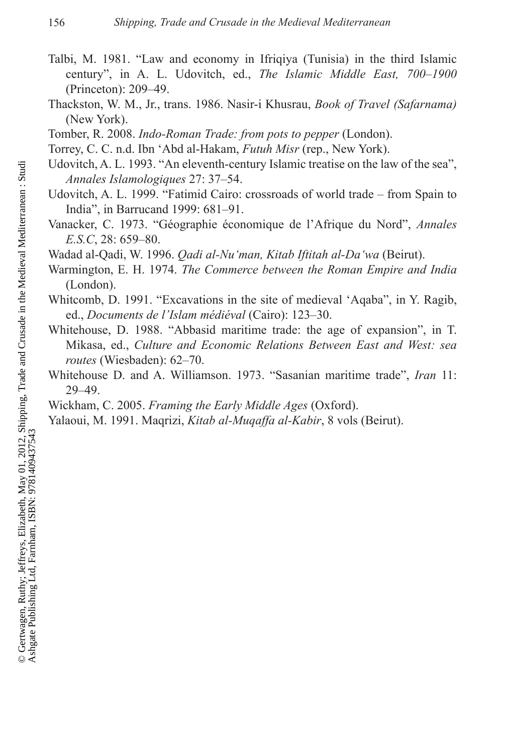Talbi, M. 1981. "Law and economy in Ifriqiya (Tunisia) in the third Islamic century", in A. L. Udovitch, ed., *The Islamic Middle East, 700–1900* (Princeton): 209–49.

Thackston, W. M., Jr., trans. 1986. Nasir-i Khusrau, *Book of Travel (Safarnama)* (New York).

Tomber, R. 2008. *Indo-Roman Trade: from pots to pepper* (London).

Torrey, C. C. n.d. Ibn 'Abd al-Hakam, *Futuh Misr* (rep., New York).

Udovitch, A. L. 1993. "An eleventh-century Islamic treatise on the law of the sea", *Annales Islamologiques* 27: 37–54.

Udovitch, A. L. 1999. "Fatimid Cairo: crossroads of world trade – from Spain to India", in Barrucand 1999: 681–91.

Vanacker, C. 1973. "Géographie économique de l'Afrique du Nord", *Annales E.S.C*, 28: 659–80.

Wadad al-Qadi, W. 1996. *Qadi al-Nu'man, Kitab Iftitah al-Da'wa* (Beirut).

Warmington, E. H. 1974. *The Commerce between the Roman Empire and India* (London).

Whitcomb, D. 1991. "Excavations in the site of medieval 'Aqaba", in Y. Ragib, ed., *Documents de l'Islam médiéval* (Cairo): 123–30.

Whitehouse, D. 1988. "Abbasid maritime trade: the age of expansion", in T. Mikasa, ed., *Culture and Economic Relations Between East and West: sea routes* (Wiesbaden): 62–70.

Whitehouse D. and A. Williamson. 1973. "Sasanian maritime trade", *Iran* 11: 29–49.

Wickham, C. 2005. *Framing the Early Middle Ages* (Oxford).

Yalaoui, M. 1991. Maqrizi, *Kitab al-Muqaffa al-Kabir*, 8 vols (Beirut).